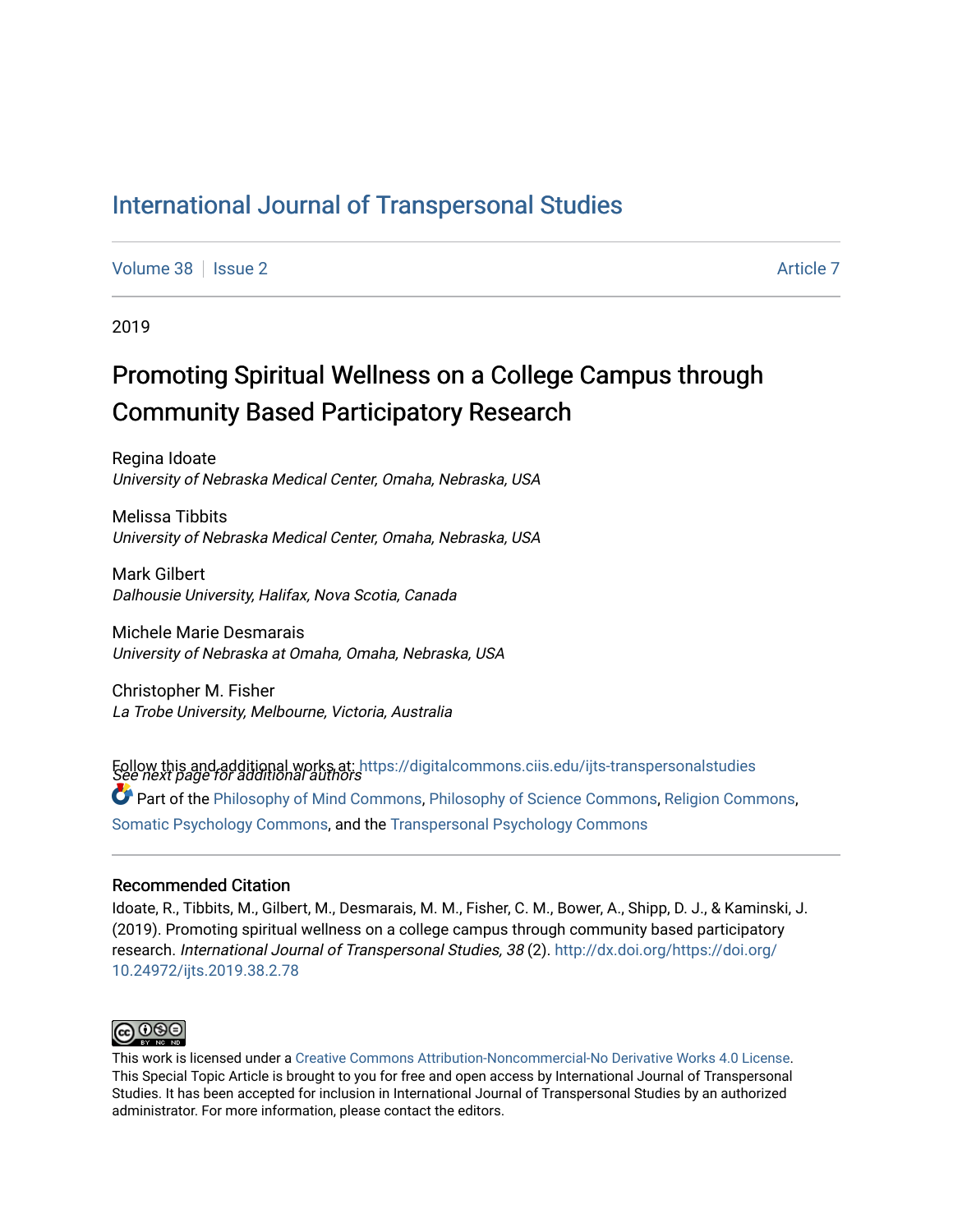# International Journal of Transpersonal Studies

Volume 38 | Issue 2 | Article 7

2019

# Promoting Spiritual Wellness on a College Campus through Community Based Participatory Research

Regina Idoate
*University of Nebraska Medical Center, Omaha, Nebraska, USA*

Melissa Tibbits
*University of Nebraska Medical Center, Omaha, Nebraska, USA*

Mark Gilbert
*Dalhousie University, Halifax, Nova Scotia, Canada*

Michele Marie Desmarais
*University of Nebraska at Omaha, Omaha, Nebraska, USA*

Christopher M. Fisher
*La Trobe University, Melbourne, Victoria, Australia*

*See next page for additional authors*

Follow this and additional works at: https://digitalcommons.ciis.edu/ijts-transpersonalstudies

Part of the Philosophy of Mind Commons, Philosophy of Science Commons, Religion Commons, Somatic Psychology Commons, and the Transpersonal Psychology Commons

### Recommended Citation

Idoate, R., Tibbits, M., Gilbert, M., Desmarais, M. M., Fisher, C. M., Bower, A., Shipp, D. J., & Kaminski, J. (2019). Promoting spiritual wellness on a college campus through community based participatory research. *International Journal of Transpersonal Studies, 38* (2). http://dx.doi.org/https://doi.org/10.24972/ijts.2019.38.2.78

This work is licensed under a Creative Commons Attribution-Noncommercial-No Derivative Works 4.0 License. This Special Topic Article is brought to you for free and open access by International Journal of Transpersonal Studies. It has been accepted for inclusion in International Journal of Transpersonal Studies by an authorized administrator. For more information, please contact the editors.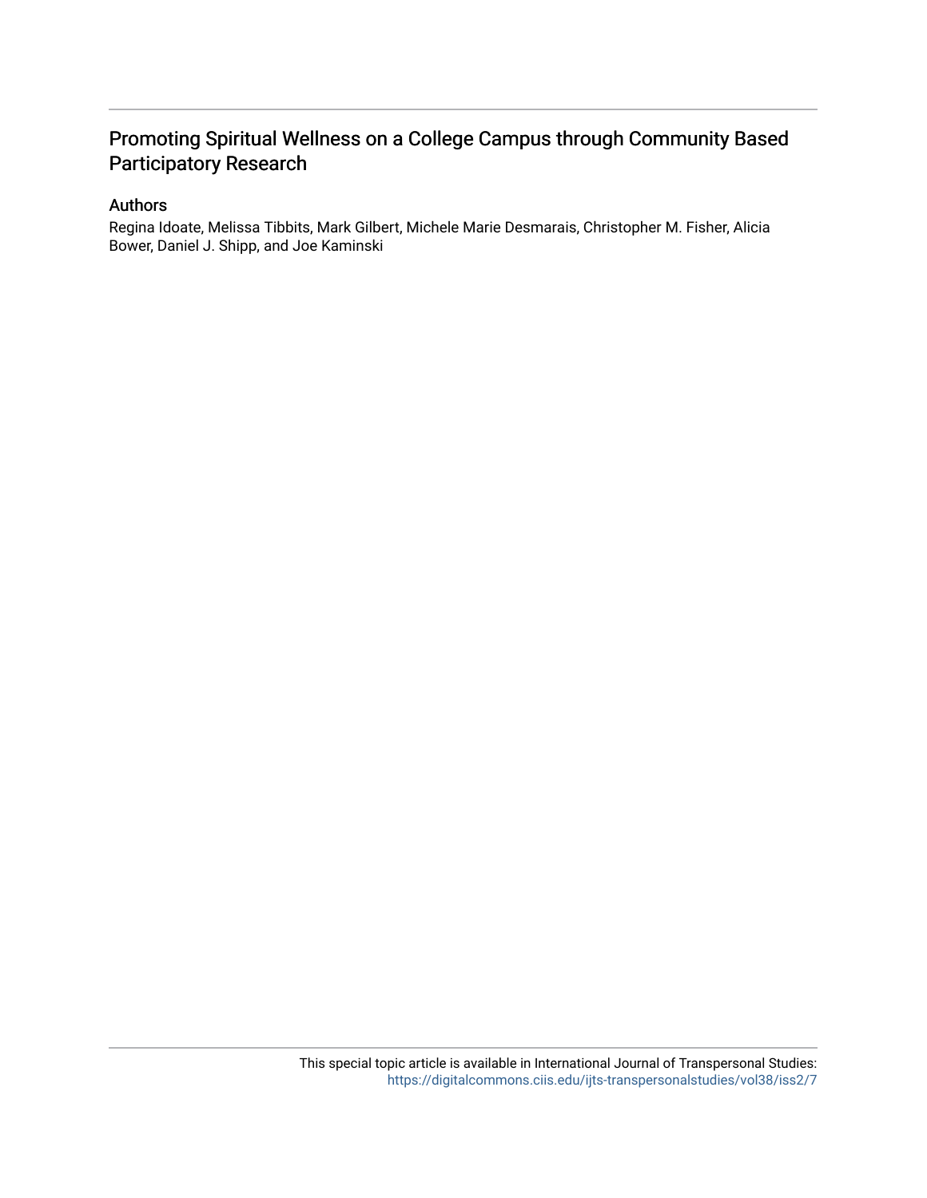# Promoting Spiritual Wellness on a College Campus through Community Based Participatory Research

## Authors

Regina Idoate, Melissa Tibbits, Mark Gilbert, Michele Marie Desmarais, Christopher M. Fisher, Alicia Bower, Daniel J. Shipp, and Joe Kaminski

This special topic article is available in International Journal of Transpersonal Studies: https://digitalcommons.ciis.edu/ijts-transpersonalstudies/vol38/iss2/7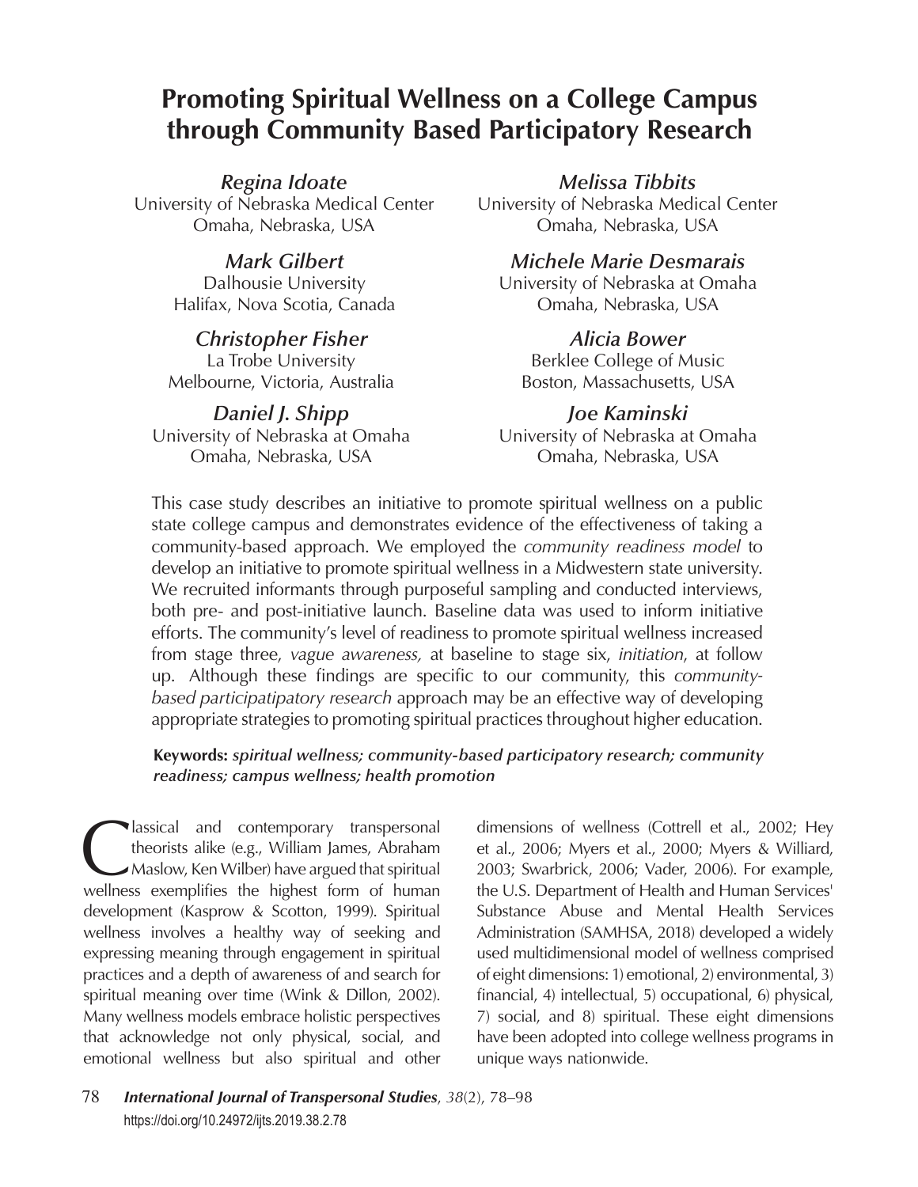# Promoting Spiritual Wellness on a College Campus through Community Based Participatory Research

***Regina Idoate***
University of Nebraska Medical Center
Omaha, Nebraska, USA

***Melissa Tibbits***
University of Nebraska Medical Center
Omaha, Nebraska, USA

***Mark Gilbert***
Dalhousie University
Halifax, Nova Scotia, Canada

***Michele Marie Desmarais***
University of Nebraska at Omaha
Omaha, Nebraska, USA

***Christopher Fisher***
La Trobe University
Melbourne, Victoria, Australia

***Alicia Bower***
Berklee College of Music
Boston, Massachusetts, USA

***Daniel J. Shipp***
University of Nebraska at Omaha
Omaha, Nebraska, USA

***Joe Kaminski***
University of Nebraska at Omaha
Omaha, Nebraska, USA

This case study describes an initiative to promote spiritual wellness on a public state college campus and demonstrates evidence of the effectiveness of taking a community-based approach. We employed the *community readiness model* to develop an initiative to promote spiritual wellness in a Midwestern state university. We recruited informants through purposeful sampling and conducted interviews, both pre- and post-initiative launch. Baseline data was used to inform initiative efforts. The community's level of readiness to promote spiritual wellness increased from stage three, *vague awareness,* at baseline to stage six, *initiation*, at follow up. Although these findings are specific to our community, this *community-based participatipatory research* approach may be an effective way of developing appropriate strategies to promoting spiritual practices throughout higher education.

**Keywords:** ***spiritual wellness; community-based participatory research; community readiness; campus wellness; health promotion***

Classical and contemporary transpersonal theorists alike (e.g., William James, Abraham Maslow, Ken Wilber) have argued that spiritual wellness exemplifies the highest form of human development (Kasprow & Scotton, 1999). Spiritual wellness involves a healthy way of seeking and expressing meaning through engagement in spiritual practices and a depth of awareness of and search for spiritual meaning over time (Wink & Dillon, 2002). Many wellness models embrace holistic perspectives that acknowledge not only physical, social, and emotional wellness but also spiritual and other dimensions of wellness (Cottrell et al., 2002; Hey et al., 2006; Myers et al., 2000; Myers & Williard, 2003; Swarbrick, 2006; Vader, 2006). For example, the U.S. Department of Health and Human Services' Substance Abuse and Mental Health Services Administration (SAMHSA, 2018) developed a widely used multidimensional model of wellness comprised of eight dimensions: 1) emotional, 2) environmental, 3) financial, 4) intellectual, 5) occupational, 6) physical, 7) social, and 8) spiritual. These eight dimensions have been adopted into college wellness programs in unique ways nationwide.

https://doi.org/10.24972/ijts.2019.38.2.78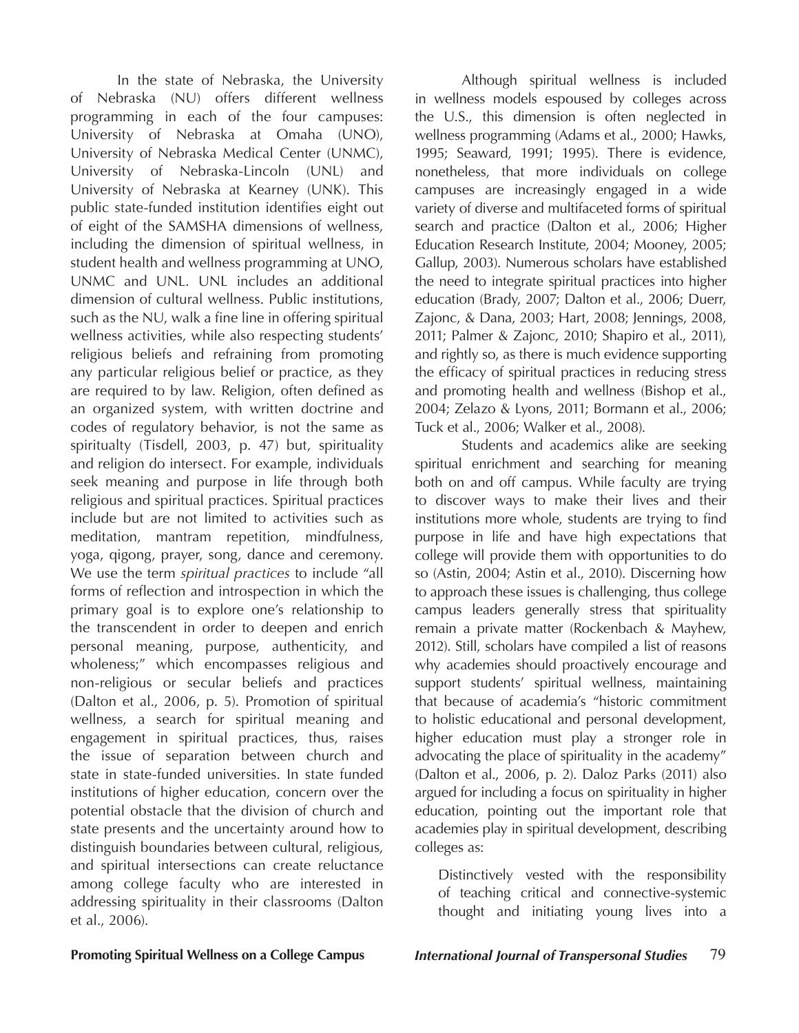In the state of Nebraska, the University of Nebraska (NU) offers different wellness programming in each of the four campuses: University of Nebraska at Omaha (UNO), University of Nebraska Medical Center (UNMC), University of Nebraska-Lincoln (UNL) and University of Nebraska at Kearney (UNK). This public state-funded institution identifies eight out of eight of the SAMSHA dimensions of wellness, including the dimension of spiritual wellness, in student health and wellness programming at UNO, UNMC and UNL. UNL includes an additional dimension of cultural wellness. Public institutions, such as the NU, walk a fine line in offering spiritual wellness activities, while also respecting students' religious beliefs and refraining from promoting any particular religious belief or practice, as they are required to by law. Religion, often defined as an organized system, with written doctrine and codes of regulatory behavior, is not the same as spiritualty (Tisdell, 2003, p. 47) but, spirituality and religion do intersect. For example, individuals seek meaning and purpose in life through both religious and spiritual practices. Spiritual practices include but are not limited to activities such as meditation, mantram repetition, mindfulness, yoga, qigong, prayer, song, dance and ceremony. We use the term *spiritual practices* to include "all forms of reflection and introspection in which the primary goal is to explore one's relationship to the transcendent in order to deepen and enrich personal meaning, purpose, authenticity, and wholeness;" which encompasses religious and non-religious or secular beliefs and practices (Dalton et al., 2006, p. 5). Promotion of spiritual wellness, a search for spiritual meaning and engagement in spiritual practices, thus, raises the issue of separation between church and state in state-funded universities. In state funded institutions of higher education, concern over the potential obstacle that the division of church and state presents and the uncertainty around how to distinguish boundaries between cultural, religious, and spiritual intersections can create reluctance among college faculty who are interested in addressing spirituality in their classrooms (Dalton et al., 2006).

Although spiritual wellness is included in wellness models espoused by colleges across the U.S., this dimension is often neglected in wellness programming (Adams et al., 2000; Hawks, 1995; Seaward, 1991; 1995). There is evidence, nonetheless, that more individuals on college campuses are increasingly engaged in a wide variety of diverse and multifaceted forms of spiritual search and practice (Dalton et al., 2006; Higher Education Research Institute, 2004; Mooney, 2005; Gallup, 2003). Numerous scholars have established the need to integrate spiritual practices into higher education (Brady, 2007; Dalton et al., 2006; Duerr, Zajonc, & Dana, 2003; Hart, 2008; Jennings, 2008, 2011; Palmer & Zajonc, 2010; Shapiro et al., 2011), and rightly so, as there is much evidence supporting the efficacy of spiritual practices in reducing stress and promoting health and wellness (Bishop et al., 2004; Zelazo & Lyons, 2011; Bormann et al., 2006; Tuck et al., 2006; Walker et al., 2008).

Students and academics alike are seeking spiritual enrichment and searching for meaning both on and off campus. While faculty are trying to discover ways to make their lives and their institutions more whole, students are trying to find purpose in life and have high expectations that college will provide them with opportunities to do so (Astin, 2004; Astin et al., 2010). Discerning how to approach these issues is challenging, thus college campus leaders generally stress that spirituality remain a private matter (Rockenbach & Mayhew, 2012). Still, scholars have compiled a list of reasons why academies should proactively encourage and support students' spiritual wellness, maintaining that because of academia's "historic commitment to holistic educational and personal development, higher education must play a stronger role in advocating the place of spirituality in the academy" (Dalton et al., 2006, p. 2). Daloz Parks (2011) also argued for including a focus on spirituality in higher education, pointing out the important role that academies play in spiritual development, describing colleges as:

> Distinctively vested with the responsibility of teaching critical and connective-systemic thought and initiating young lives into a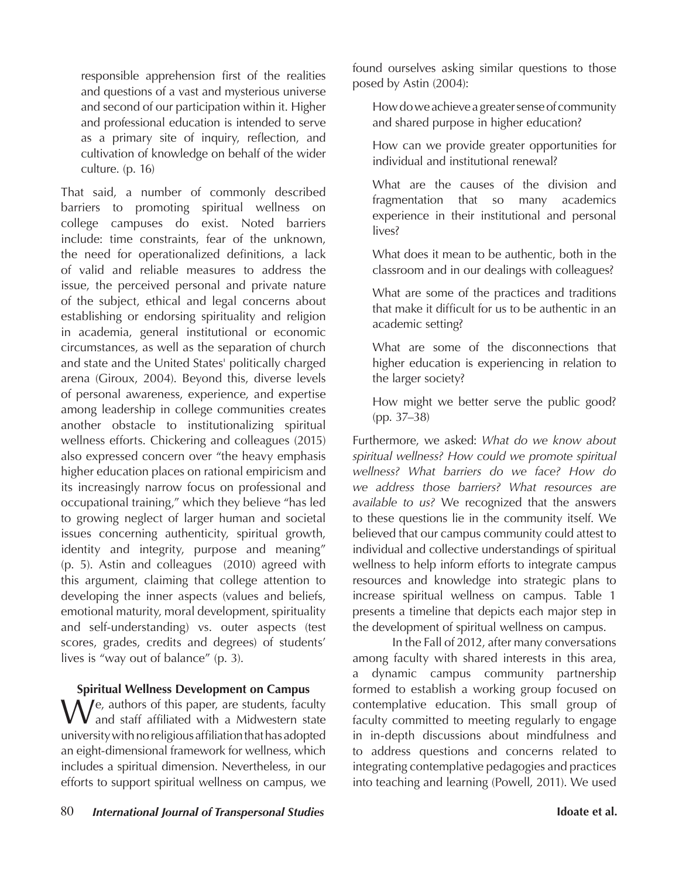> responsible apprehension first of the realities and questions of a vast and mysterious universe and second of our participation within it. Higher and professional education is intended to serve as a primary site of inquiry, reflection, and cultivation of knowledge on behalf of the wider culture. (p. 16)

That said, a number of commonly described barriers to promoting spiritual wellness on college campuses do exist. Noted barriers include: time constraints, fear of the unknown, the need for operationalized definitions, a lack of valid and reliable measures to address the issue, the perceived personal and private nature of the subject, ethical and legal concerns about establishing or endorsing spirituality and religion in academia, general institutional or economic circumstances, as well as the separation of church and state and the United States' politically charged arena (Giroux, 2004). Beyond this, diverse levels of personal awareness, experience, and expertise among leadership in college communities creates another obstacle to institutionalizing spiritual wellness efforts. Chickering and colleagues (2015) also expressed concern over "the heavy emphasis higher education places on rational empiricism and its increasingly narrow focus on professional and occupational training," which they believe "has led to growing neglect of larger human and societal issues concerning authenticity, spiritual growth, identity and integrity, purpose and meaning" (p. 5). Astin and colleagues (2010) agreed with this argument, claiming that college attention to developing the inner aspects (values and beliefs, emotional maturity, moral development, spirituality and self-understanding) vs. outer aspects (test scores, grades, credits and degrees) of students' lives is "way out of balance" (p. 3).

### Spiritual Wellness Development on Campus

We, authors of this paper, are students, faculty and staff affiliated with a Midwestern state university with no religious affiliation that has adopted an eight-dimensional framework for wellness, which includes a spiritual dimension. Nevertheless, in our efforts to support spiritual wellness on campus, we found ourselves asking similar questions to those posed by Astin (2004):

> How do we achieve a greater sense of community and shared purpose in higher education?
>
> How can we provide greater opportunities for individual and institutional renewal?
>
> What are the causes of the division and fragmentation that so many academics experience in their institutional and personal lives?
>
> What does it mean to be authentic, both in the classroom and in our dealings with colleagues?
>
> What are some of the practices and traditions that make it difficult for us to be authentic in an academic setting?
>
> What are some of the disconnections that higher education is experiencing in relation to the larger society?
>
> How might we better serve the public good? (pp. 37–38)

Furthermore, we asked: *What do we know about spiritual wellness? How could we promote spiritual wellness? What barriers do we face? How do we address those barriers? What resources are available to us?* We recognized that the answers to these questions lie in the community itself. We believed that our campus community could attest to individual and collective understandings of spiritual wellness to help inform efforts to integrate campus resources and knowledge into strategic plans to increase spiritual wellness on campus. Table 1 presents a timeline that depicts each major step in the development of spiritual wellness on campus.

In the Fall of 2012, after many conversations among faculty with shared interests in this area, a dynamic campus community partnership formed to establish a working group focused on contemplative education. This small group of faculty committed to meeting regularly to engage in in-depth discussions about mindfulness and to address questions and concerns related to integrating contemplative pedagogies and practices into teaching and learning (Powell, 2011). We used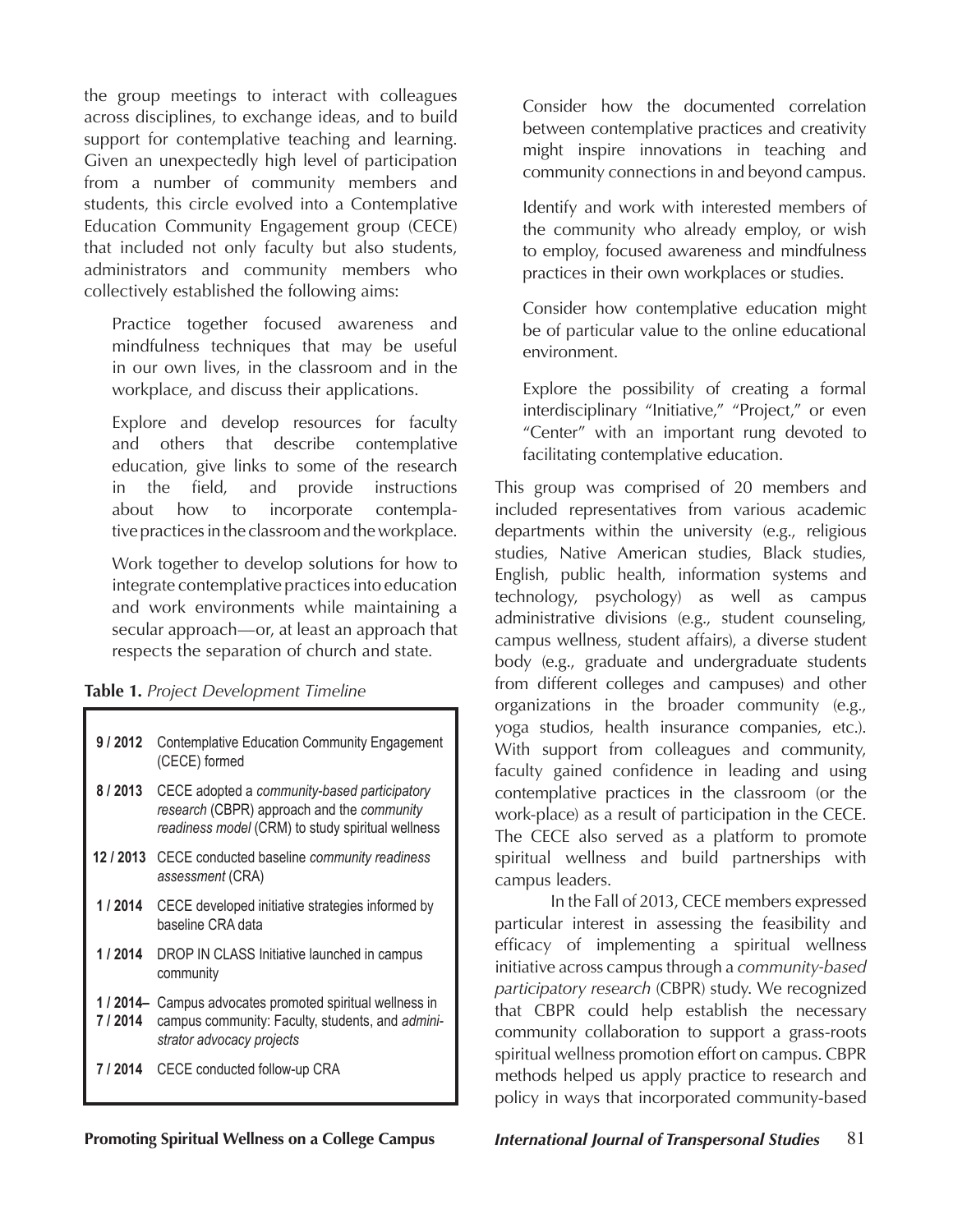the group meetings to interact with colleagues across disciplines, to exchange ideas, and to build support for contemplative teaching and learning. Given an unexpectedly high level of participation from a number of community members and students, this circle evolved into a Contemplative Education Community Engagement group (CECE) that included not only faculty but also students, administrators and community members who collectively established the following aims:

> Practice together focused awareness and mindfulness techniques that may be useful in our own lives, in the classroom and in the workplace, and discuss their applications.
>
> Explore and develop resources for faculty and others that describe contemplative education, give links to some of the research in the field, and provide instructions about how to incorporate contemplative practices in the classroom and the workplace.
>
> Work together to develop solutions for how to integrate contemplative practices into education and work environments while maintaining a secular approach—or, at least an approach that respects the separation of church and state.
>
> Consider how the documented correlation between contemplative practices and creativity might inspire innovations in teaching and community connections in and beyond campus.
>
> Identify and work with interested members of the community who already employ, or wish to employ, focused awareness and mindfulness practices in their own workplaces or studies.
>
> Consider how contemplative education might be of particular value to the online educational environment.
>
> Explore the possibility of creating a formal interdisciplinary "Initiative," "Project," or even "Center" with an important rung devoted to facilitating contemplative education.

**Table 1.** *Project Development Timeline*

| Date | Event |
|---|---|
| **9 / 2012** | Contemplative Education Community Engagement (CECE) formed |
| **8 / 2013** | CECE adopted a *community-based participatory research* (CBPR) approach and the *community readiness model* (CRM) to study spiritual wellness |
| **12 / 2013** | CECE conducted baseline *community readiness assessment* (CRA) |
| **1 / 2014** | CECE developed initiative strategies informed by baseline CRA data |
| **1 / 2014** | DROP IN CLASS Initiative launched in campus community |
| **1 / 2014– 7 / 2014** | Campus advocates promoted spiritual wellness in campus community: Faculty, students, and *administrator advocacy projects* |
| **7 / 2014** | CECE conducted follow-up CRA |

This group was comprised of 20 members and included representatives from various academic departments within the university (e.g., religious studies, Native American studies, Black studies, English, public health, information systems and technology, psychology) as well as campus administrative divisions (e.g., student counseling, campus wellness, student affairs), a diverse student body (e.g., graduate and undergraduate students from different colleges and campuses) and other organizations in the broader community (e.g., yoga studios, health insurance companies, etc.). With support from colleagues and community, faculty gained confidence in leading and using contemplative practices in the classroom (or the work-place) as a result of participation in the CECE. The CECE also served as a platform to promote spiritual wellness and build partnerships with campus leaders.

In the Fall of 2013, CECE members expressed particular interest in assessing the feasibility and efficacy of implementing a spiritual wellness initiative across campus through a *community-based participatory research* (CBPR) study. We recognized that CBPR could help establish the necessary community collaboration to support a grass-roots spiritual wellness promotion effort on campus. CBPR methods helped us apply practice to research and policy in ways that incorporated community-based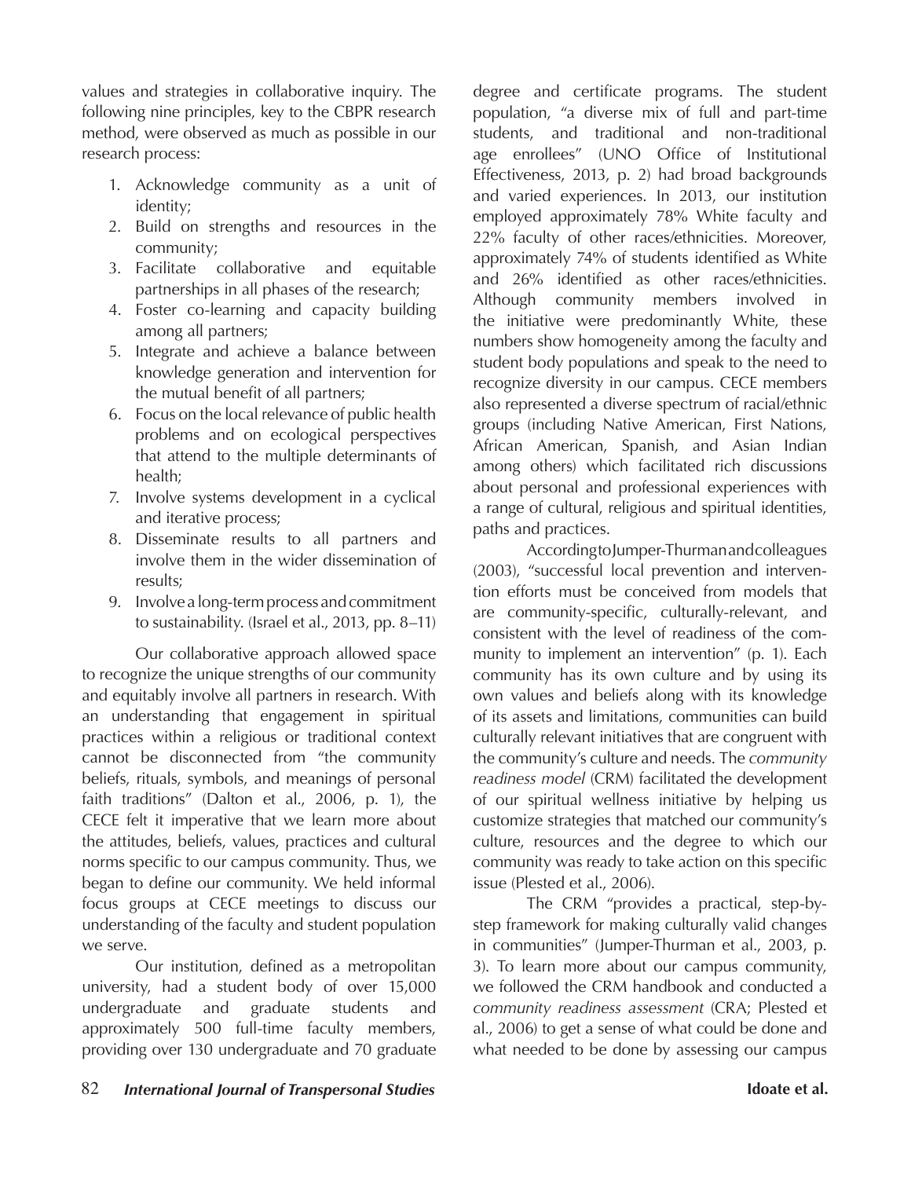values and strategies in collaborative inquiry. The following nine principles, key to the CBPR research method, were observed as much as possible in our research process:

1. Acknowledge community as a unit of identity;
2. Build on strengths and resources in the community;
3. Facilitate collaborative and equitable partnerships in all phases of the research;
4. Foster co-learning and capacity building among all partners;
5. Integrate and achieve a balance between knowledge generation and intervention for the mutual benefit of all partners;
6. Focus on the local relevance of public health problems and on ecological perspectives that attend to the multiple determinants of health;
7. Involve systems development in a cyclical and iterative process;
8. Disseminate results to all partners and involve them in the wider dissemination of results;
9. Involve a long-term process and commitment to sustainability. (Israel et al., 2013, pp. 8–11)

Our collaborative approach allowed space to recognize the unique strengths of our community and equitably involve all partners in research. With an understanding that engagement in spiritual practices within a religious or traditional context cannot be disconnected from "the community beliefs, rituals, symbols, and meanings of personal faith traditions" (Dalton et al., 2006, p. 1), the CECE felt it imperative that we learn more about the attitudes, beliefs, values, practices and cultural norms specific to our campus community. Thus, we began to define our community. We held informal focus groups at CECE meetings to discuss our understanding of the faculty and student population we serve.

Our institution, defined as a metropolitan university, had a student body of over 15,000 undergraduate and graduate students and approximately 500 full-time faculty members, providing over 130 undergraduate and 70 graduate degree and certificate programs. The student population, "a diverse mix of full and part-time students, and traditional and non-traditional age enrollees" (UNO Office of Institutional Effectiveness, 2013, p. 2) had broad backgrounds and varied experiences. In 2013, our institution employed approximately 78% White faculty and 22% faculty of other races/ethnicities. Moreover, approximately 74% of students identified as White and 26% identified as other races/ethnicities. Although community members involved in the initiative were predominantly White, these numbers show homogeneity among the faculty and student body populations and speak to the need to recognize diversity in our campus. CECE members also represented a diverse spectrum of racial/ethnic groups (including Native American, First Nations, African American, Spanish, and Asian Indian among others) which facilitated rich discussions about personal and professional experiences with a range of cultural, religious and spiritual identities, paths and practices.

According to Jumper-Thurman and colleagues (2003), "successful local prevention and intervention efforts must be conceived from models that are community-specific, culturally-relevant, and consistent with the level of readiness of the community to implement an intervention" (p. 1). Each community has its own culture and by using its own values and beliefs along with its knowledge of its assets and limitations, communities can build culturally relevant initiatives that are congruent with the community's culture and needs. The *community readiness model* (CRM) facilitated the development of our spiritual wellness initiative by helping us customize strategies that matched our community's culture, resources and the degree to which our community was ready to take action on this specific issue (Plested et al., 2006).

The CRM "provides a practical, step-by-step framework for making culturally valid changes in communities" (Jumper-Thurman et al., 2003, p. 3). To learn more about our campus community, we followed the CRM handbook and conducted a *community readiness assessment* (CRA; Plested et al., 2006) to get a sense of what could be done and what needed to be done by assessing our campus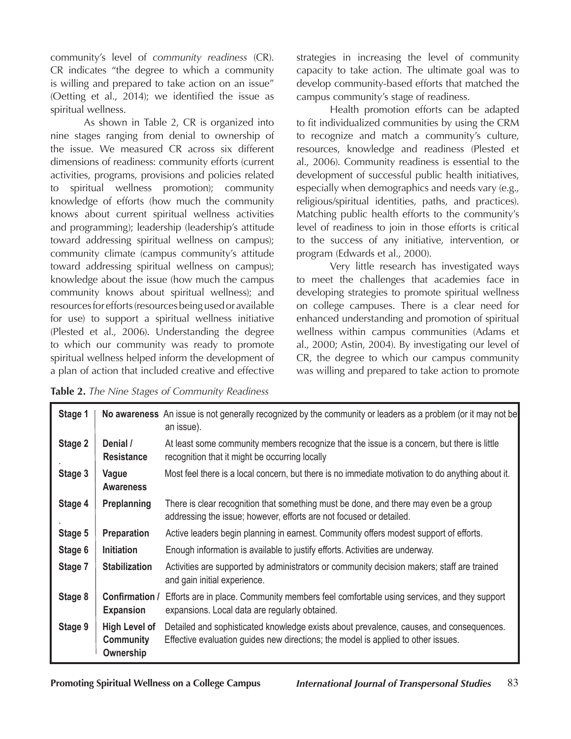community's level of *community readiness* (CR). CR indicates "the degree to which a community is willing and prepared to take action on an issue" (Oetting et al., 2014); we identified the issue as spiritual wellness.

As shown in Table 2, CR is organized into nine stages ranging from denial to ownership of the issue. We measured CR across six different dimensions of readiness: community efforts (current activities, programs, provisions and policies related to spiritual wellness promotion); community knowledge of efforts (how much the community knows about current spiritual wellness activities and programming); leadership (leadership's attitude toward addressing spiritual wellness on campus); community climate (campus community's attitude toward addressing spiritual wellness on campus); knowledge about the issue (how much the campus community knows about spiritual wellness); and resources for efforts (resources being used or available for use) to support a spiritual wellness initiative (Plested et al., 2006). Understanding the degree to which our community was ready to promote spiritual wellness helped inform the development of a plan of action that included creative and effective strategies in increasing the level of community capacity to take action. The ultimate goal was to develop community-based efforts that matched the campus community's stage of readiness.

Health promotion efforts can be adapted to fit individualized communities by using the CRM to recognize and match a community's culture, resources, knowledge and readiness (Plested et al., 2006). Community readiness is essential to the development of successful public health initiatives, especially when demographics and needs vary (e.g., religious/spiritual identities, paths, and practices). Matching public health efforts to the community's level of readiness to join in those efforts is critical to the success of any initiative, intervention, or program (Edwards et al., 2000).

Very little research has investigated ways to meet the challenges that academies face in developing strategies to promote spiritual wellness on college campuses. There is a clear need for enhanced understanding and promotion of spiritual wellness within campus communities (Adams et al., 2000; Astin, 2004). By investigating our level of CR, the degree to which our campus community was willing and prepared to take action to promote

**Table 2.** *The Nine Stages of Community Readiness*

| Stage | Name | Description |
|---|---|---|
| **Stage 1** | **No awareness** | An issue is not generally recognized by the community or leaders as a problem (or it may not be an issue). |
| **Stage 2** | **Denial / Resistance** | At least some community members recognize that the issue is a concern, but there is little recognition that it might be occurring locally |
| **Stage 3** | **Vague Awareness** | Most feel there is a local concern, but there is no immediate motivation to do anything about it. |
| **Stage 4** | **Preplanning** | There is clear recognition that something must be done, and there may even be a group addressing the issue; however, efforts are not focused or detailed. |
| **Stage 5** | **Preparation** | Active leaders begin planning in earnest. Community offers modest support of efforts. |
| **Stage 6** | **Initiation** | Enough information is available to justify efforts. Activities are underway. |
| **Stage 7** | **Stabilization** | Activities are supported by administrators or community decision makers; staff are trained and gain initial experience. |
| **Stage 8** | **Confirmation / Expansion** | Efforts are in place. Community members feel comfortable using services, and they support expansions. Local data are regularly obtained. |
| **Stage 9** | **High Level of Community Ownership** | Detailed and sophisticated knowledge exists about prevalence, causes, and consequences. Effective evaluation guides new directions; the model is applied to other issues. |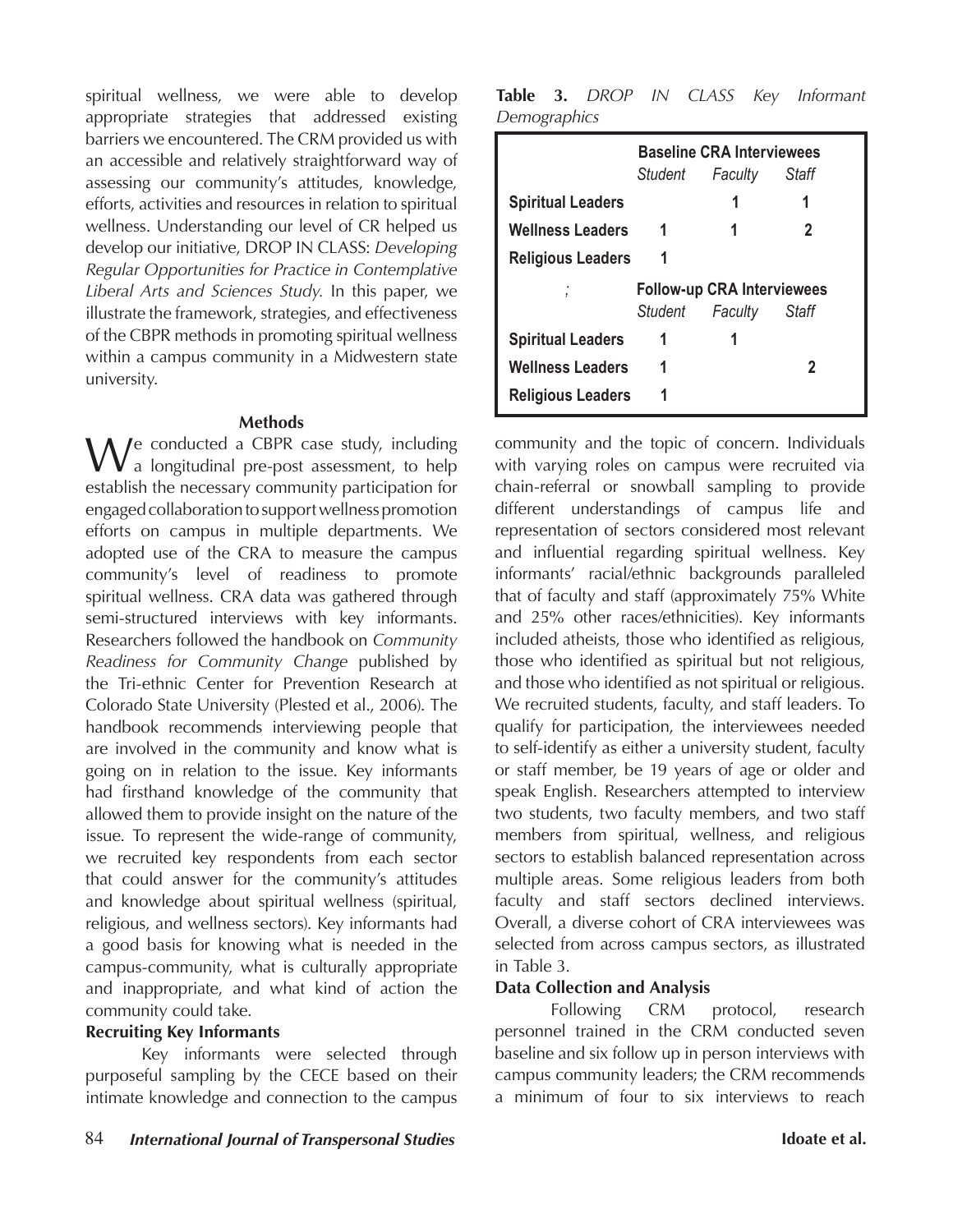spiritual wellness, we were able to develop appropriate strategies that addressed existing barriers we encountered. The CRM provided us with an accessible and relatively straightforward way of assessing our community's attitudes, knowledge, efforts, activities and resources in relation to spiritual wellness. Understanding our level of CR helped us develop our initiative, DROP IN CLASS: *Developing Regular Opportunities for Practice in Contemplative Liberal Arts and Sciences Study.* In this paper, we illustrate the framework, strategies, and effectiveness of the CBPR methods in promoting spiritual wellness within a campus community in a Midwestern state university.

## Methods

We conducted a CBPR case study, including a longitudinal pre-post assessment, to help establish the necessary community participation for engaged collaboration to support wellness promotion efforts on campus in multiple departments. We adopted use of the CRA to measure the campus community's level of readiness to promote spiritual wellness. CRA data was gathered through semi-structured interviews with key informants. Researchers followed the handbook on *Community Readiness for Community Change* published by the Tri-ethnic Center for Prevention Research at Colorado State University (Plested et al., 2006). The handbook recommends interviewing people that are involved in the community and know what is going on in relation to the issue. Key informants had firsthand knowledge of the community that allowed them to provide insight on the nature of the issue. To represent the wide-range of community, we recruited key respondents from each sector that could answer for the community's attitudes and knowledge about spiritual wellness (spiritual, religious, and wellness sectors). Key informants had a good basis for knowing what is needed in the campus-community, what is culturally appropriate and inappropriate, and what kind of action the community could take.

### Recruiting Key Informants

Key informants were selected through purposeful sampling by the CECE based on their intimate knowledge and connection to the campus community and the topic of concern. Individuals with varying roles on campus were recruited via chain-referral or snowball sampling to provide different understandings of campus life and representation of sectors considered most relevant and influential regarding spiritual wellness. Key informants' racial/ethnic backgrounds paralleled that of faculty and staff (approximately 75% White and 25% other races/ethnicities). Key informants included atheists, those who identified as religious, those who identified as spiritual but not religious, and those who identified as not spiritual or religious. We recruited students, faculty, and staff leaders. To qualify for participation, the interviewees needed to self-identify as either a university student, faculty or staff member, be 19 years of age or older and speak English. Researchers attempted to interview two students, two faculty members, and two staff members from spiritual, wellness, and religious sectors to establish balanced representation across multiple areas. Some religious leaders from both faculty and staff sectors declined interviews. Overall, a diverse cohort of CRA interviewees was selected from across campus sectors, as illustrated in Table 3.

**Table 3.** *DROP IN CLASS Key Informant Demographics*

| | Baseline CRA Interviewees | | |
|---|---|---|---|
| | *Student* | *Faculty* | *Staff* |
| **Spiritual Leaders** | | 1 | 1 |
| **Wellness Leaders** | 1 | 1 | 2 |
| **Religious Leaders** | 1 | | |
| ; | **Follow-up CRA Interviewees** | | |
| | *Student* | *Faculty* | *Staff* |
| **Spiritual Leaders** | 1 | 1 | |
| **Wellness Leaders** | 1 | | 2 |
| **Religious Leaders** | 1 | | |

### Data Collection and Analysis

Following CRM protocol, research personnel trained in the CRM conducted seven baseline and six follow up in person interviews with campus community leaders; the CRM recommends a minimum of four to six interviews to reach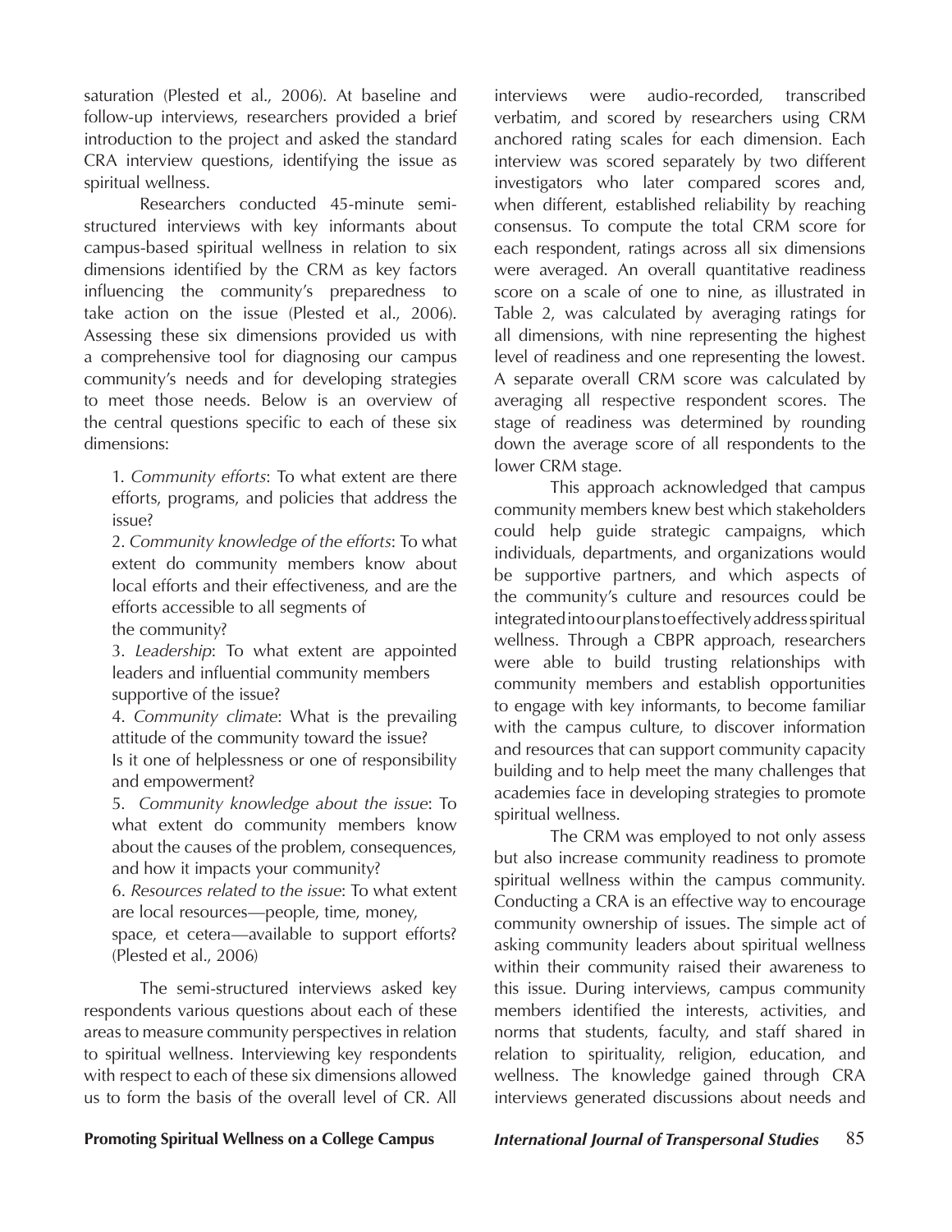saturation (Plested et al., 2006). At baseline and follow-up interviews, researchers provided a brief introduction to the project and asked the standard CRA interview questions, identifying the issue as spiritual wellness.

Researchers conducted 45-minute semi-structured interviews with key informants about campus-based spiritual wellness in relation to six dimensions identified by the CRM as key factors influencing the community's preparedness to take action on the issue (Plested et al., 2006). Assessing these six dimensions provided us with a comprehensive tool for diagnosing our campus community's needs and for developing strategies to meet those needs. Below is an overview of the central questions specific to each of these six dimensions:

1. *Community efforts*: To what extent are there efforts, programs, and policies that address the issue?
2. *Community knowledge of the efforts*: To what extent do community members know about local efforts and their effectiveness, and are the efforts accessible to all segments of the community?
3. *Leadership*: To what extent are appointed leaders and influential community members supportive of the issue?
4. *Community climate*: What is the prevailing attitude of the community toward the issue? Is it one of helplessness or one of responsibility and empowerment?
5. *Community knowledge about the issue*: To what extent do community members know about the causes of the problem, consequences, and how it impacts your community?
6. *Resources related to the issue*: To what extent are local resources—people, time, money, space, et cetera—available to support efforts? (Plested et al., 2006)

The semi-structured interviews asked key respondents various questions about each of these areas to measure community perspectives in relation to spiritual wellness. Interviewing key respondents with respect to each of these six dimensions allowed us to form the basis of the overall level of CR. All interviews were audio-recorded, transcribed verbatim, and scored by researchers using CRM anchored rating scales for each dimension. Each interview was scored separately by two different investigators who later compared scores and, when different, established reliability by reaching consensus. To compute the total CRM score for each respondent, ratings across all six dimensions were averaged. An overall quantitative readiness score on a scale of one to nine, as illustrated in Table 2, was calculated by averaging ratings for all dimensions, with nine representing the highest level of readiness and one representing the lowest. A separate overall CRM score was calculated by averaging all respective respondent scores. The stage of readiness was determined by rounding down the average score of all respondents to the lower CRM stage.

This approach acknowledged that campus community members knew best which stakeholders could help guide strategic campaigns, which individuals, departments, and organizations would be supportive partners, and which aspects of the community's culture and resources could be integrated into our plans to effectively address spiritual wellness. Through a CBPR approach, researchers were able to build trusting relationships with community members and establish opportunities to engage with key informants, to become familiar with the campus culture, to discover information and resources that can support community capacity building and to help meet the many challenges that academies face in developing strategies to promote spiritual wellness.

The CRM was employed to not only assess but also increase community readiness to promote spiritual wellness within the campus community. Conducting a CRA is an effective way to encourage community ownership of issues. The simple act of asking community leaders about spiritual wellness within their community raised their awareness to this issue. During interviews, campus community members identified the interests, activities, and norms that students, faculty, and staff shared in relation to spirituality, religion, education, and wellness. The knowledge gained through CRA interviews generated discussions about needs and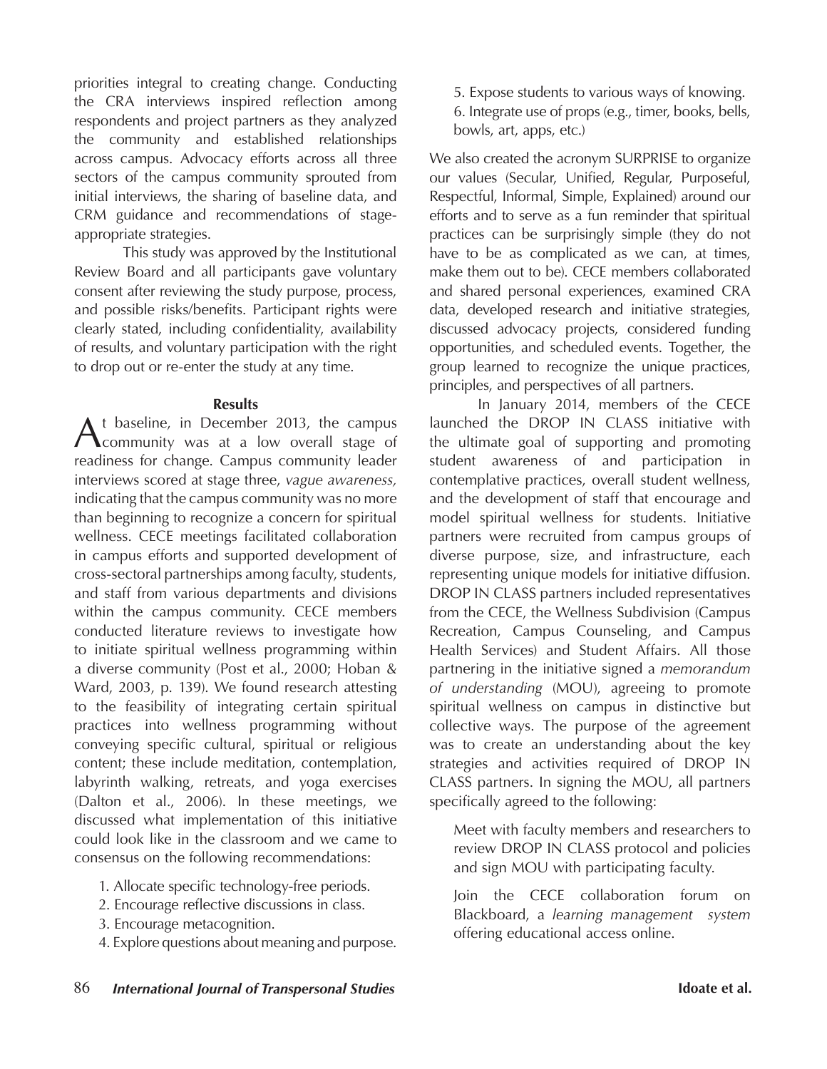priorities integral to creating change. Conducting the CRA interviews inspired reflection among respondents and project partners as they analyzed the community and established relationships across campus. Advocacy efforts across all three sectors of the campus community sprouted from initial interviews, the sharing of baseline data, and CRM guidance and recommendations of stage-appropriate strategies.

This study was approved by the Institutional Review Board and all participants gave voluntary consent after reviewing the study purpose, process, and possible risks/benefits. Participant rights were clearly stated, including confidentiality, availability of results, and voluntary participation with the right to drop out or re-enter the study at any time.

## Results

At baseline, in December 2013, the campus community was at a low overall stage of readiness for change. Campus community leader interviews scored at stage three, *vague awareness,* indicating that the campus community was no more than beginning to recognize a concern for spiritual wellness. CECE meetings facilitated collaboration in campus efforts and supported development of cross-sectoral partnerships among faculty, students, and staff from various departments and divisions within the campus community. CECE members conducted literature reviews to investigate how to initiate spiritual wellness programming within a diverse community (Post et al., 2000; Hoban & Ward, 2003, p. 139). We found research attesting to the feasibility of integrating certain spiritual practices into wellness programming without conveying specific cultural, spiritual or religious content; these include meditation, contemplation, labyrinth walking, retreats, and yoga exercises (Dalton et al., 2006). In these meetings, we discussed what implementation of this initiative could look like in the classroom and we came to consensus on the following recommendations:

1. Allocate specific technology-free periods.
2. Encourage reflective discussions in class.
3. Encourage metacognition.
4. Explore questions about meaning and purpose.
5. Expose students to various ways of knowing.
6. Integrate use of props (e.g., timer, books, bells, bowls, art, apps, etc.)

We also created the acronym SURPRISE to organize our values (Secular, Unified, Regular, Purposeful, Respectful, Informal, Simple, Explained) around our efforts and to serve as a fun reminder that spiritual practices can be surprisingly simple (they do not have to be as complicated as we can, at times, make them out to be). CECE members collaborated and shared personal experiences, examined CRA data, developed research and initiative strategies, discussed advocacy projects, considered funding opportunities, and scheduled events. Together, the group learned to recognize the unique practices, principles, and perspectives of all partners.

In January 2014, members of the CECE launched the DROP IN CLASS initiative with the ultimate goal of supporting and promoting student awareness of and participation in contemplative practices, overall student wellness, and the development of staff that encourage and model spiritual wellness for students. Initiative partners were recruited from campus groups of diverse purpose, size, and infrastructure, each representing unique models for initiative diffusion. DROP IN CLASS partners included representatives from the CECE, the Wellness Subdivision (Campus Recreation, Campus Counseling, and Campus Health Services) and Student Affairs. All those partnering in the initiative signed a *memorandum of understanding* (MOU), agreeing to promote spiritual wellness on campus in distinctive but collective ways. The purpose of the agreement was to create an understanding about the key strategies and activities required of DROP IN CLASS partners. In signing the MOU, all partners specifically agreed to the following:

> Meet with faculty members and researchers to review DROP IN CLASS protocol and policies and sign MOU with participating faculty.
>
> Join the CECE collaboration forum on Blackboard, a *learning management system* offering educational access online.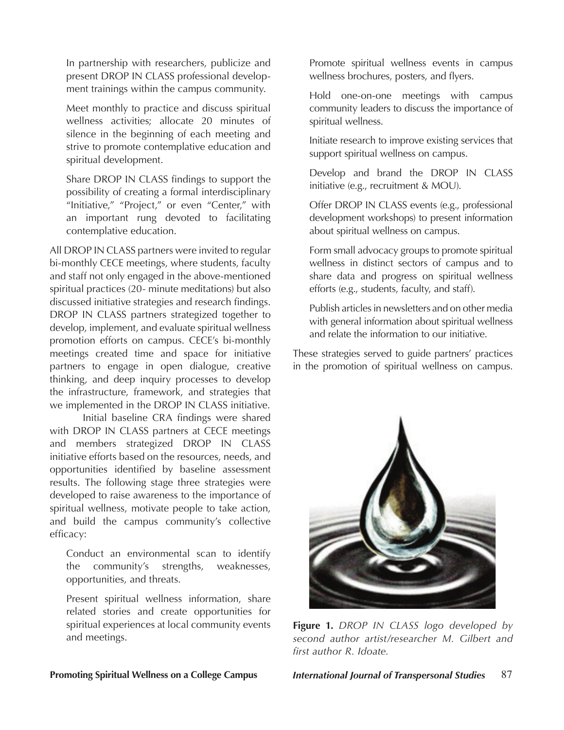In partnership with researchers, publicize and present DROP IN CLASS professional development trainings within the campus community.

Meet monthly to practice and discuss spiritual wellness activities; allocate 20 minutes of silence in the beginning of each meeting and strive to promote contemplative education and spiritual development.

Share DROP IN CLASS findings to support the possibility of creating a formal interdisciplinary "Initiative," "Project," or even "Center," with an important rung devoted to facilitating contemplative education.

All DROP IN CLASS partners were invited to regular bi-monthly CECE meetings, where students, faculty and staff not only engaged in the above-mentioned spiritual practices (20- minute meditations) but also discussed initiative strategies and research findings. DROP IN CLASS partners strategized together to develop, implement, and evaluate spiritual wellness promotion efforts on campus. CECE's bi-monthly meetings created time and space for initiative partners to engage in open dialogue, creative thinking, and deep inquiry processes to develop the infrastructure, framework, and strategies that we implemented in the DROP IN CLASS initiative.

Initial baseline CRA findings were shared with DROP IN CLASS partners at CECE meetings and members strategized DROP IN CLASS initiative efforts based on the resources, needs, and opportunities identified by baseline assessment results. The following stage three strategies were developed to raise awareness to the importance of spiritual wellness, motivate people to take action, and build the campus community's collective efficacy:

Conduct an environmental scan to identify the community's strengths, weaknesses, opportunities, and threats.

Present spiritual wellness information, share related stories and create opportunities for spiritual experiences at local community events and meetings.

Promote spiritual wellness events in campus wellness brochures, posters, and flyers.

Hold one-on-one meetings with campus community leaders to discuss the importance of spiritual wellness.

Initiate research to improve existing services that support spiritual wellness on campus.

Develop and brand the DROP IN CLASS initiative (e.g., recruitment & MOU).

Offer DROP IN CLASS events (e.g., professional development workshops) to present information about spiritual wellness on campus.

Form small advocacy groups to promote spiritual wellness in distinct sectors of campus and to share data and progress on spiritual wellness efforts (e.g., students, faculty, and staff).

Publish articles in newsletters and on other media with general information about spiritual wellness and relate the information to our initiative.

These strategies served to guide partners' practices in the promotion of spiritual wellness on campus.

**Figure 1.** *DROP IN CLASS logo developed by second author artist/researcher M. Gilbert and first author R. Idoate.*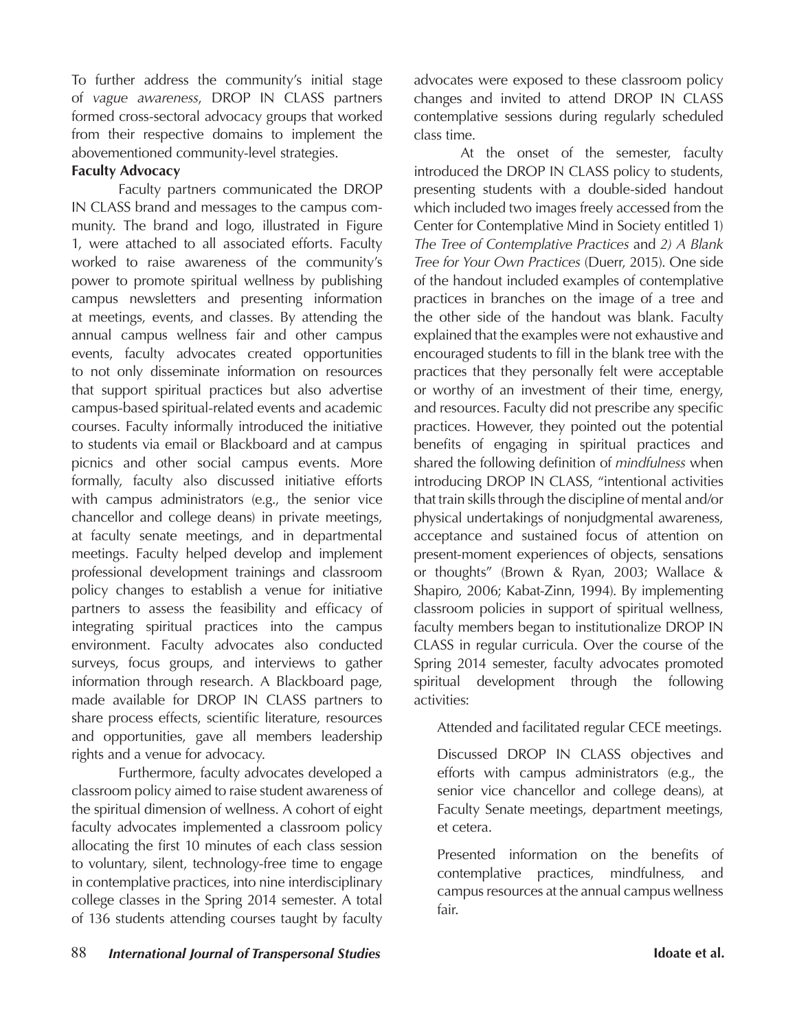To further address the community's initial stage of *vague awareness*, DROP IN CLASS partners formed cross-sectoral advocacy groups that worked from their respective domains to implement the abovementioned community-level strategies.

**Faculty Advocacy**

Faculty partners communicated the DROP IN CLASS brand and messages to the campus community. The brand and logo, illustrated in Figure 1, were attached to all associated efforts. Faculty worked to raise awareness of the community's power to promote spiritual wellness by publishing campus newsletters and presenting information at meetings, events, and classes. By attending the annual campus wellness fair and other campus events, faculty advocates created opportunities to not only disseminate information on resources that support spiritual practices but also advertise campus-based spiritual-related events and academic courses. Faculty informally introduced the initiative to students via email or Blackboard and at campus picnics and other social campus events. More formally, faculty also discussed initiative efforts with campus administrators (e.g., the senior vice chancellor and college deans) in private meetings, at faculty senate meetings, and in departmental meetings. Faculty helped develop and implement professional development trainings and classroom policy changes to establish a venue for initiative partners to assess the feasibility and efficacy of integrating spiritual practices into the campus environment. Faculty advocates also conducted surveys, focus groups, and interviews to gather information through research. A Blackboard page, made available for DROP IN CLASS partners to share process effects, scientific literature, resources and opportunities, gave all members leadership rights and a venue for advocacy.

Furthermore, faculty advocates developed a classroom policy aimed to raise student awareness of the spiritual dimension of wellness. A cohort of eight faculty advocates implemented a classroom policy allocating the first 10 minutes of each class session to voluntary, silent, technology-free time to engage in contemplative practices, into nine interdisciplinary college classes in the Spring 2014 semester. A total of 136 students attending courses taught by faculty advocates were exposed to these classroom policy changes and invited to attend DROP IN CLASS contemplative sessions during regularly scheduled class time.

At the onset of the semester, faculty introduced the DROP IN CLASS policy to students, presenting students with a double-sided handout which included two images freely accessed from the Center for Contemplative Mind in Society entitled 1) *The Tree of Contemplative Practices* and *2) A Blank Tree for Your Own Practices* (Duerr, 2015). One side of the handout included examples of contemplative practices in branches on the image of a tree and the other side of the handout was blank. Faculty explained that the examples were not exhaustive and encouraged students to fill in the blank tree with the practices that they personally felt were acceptable or worthy of an investment of their time, energy, and resources. Faculty did not prescribe any specific practices. However, they pointed out the potential benefits of engaging in spiritual practices and shared the following definition of *mindfulness* when introducing DROP IN CLASS, "intentional activities that train skills through the discipline of mental and/or physical undertakings of nonjudgmental awareness, acceptance and sustained focus of attention on present-moment experiences of objects, sensations or thoughts" (Brown & Ryan, 2003; Wallace & Shapiro, 2006; Kabat-Zinn, 1994). By implementing classroom policies in support of spiritual wellness, faculty members began to institutionalize DROP IN CLASS in regular curricula. Over the course of the Spring 2014 semester, faculty advocates promoted spiritual development through the following activities:

Attended and facilitated regular CECE meetings.

Discussed DROP IN CLASS objectives and efforts with campus administrators (e.g., the senior vice chancellor and college deans), at Faculty Senate meetings, department meetings, et cetera.

Presented information on the benefits of contemplative practices, mindfulness, and campus resources at the annual campus wellness fair.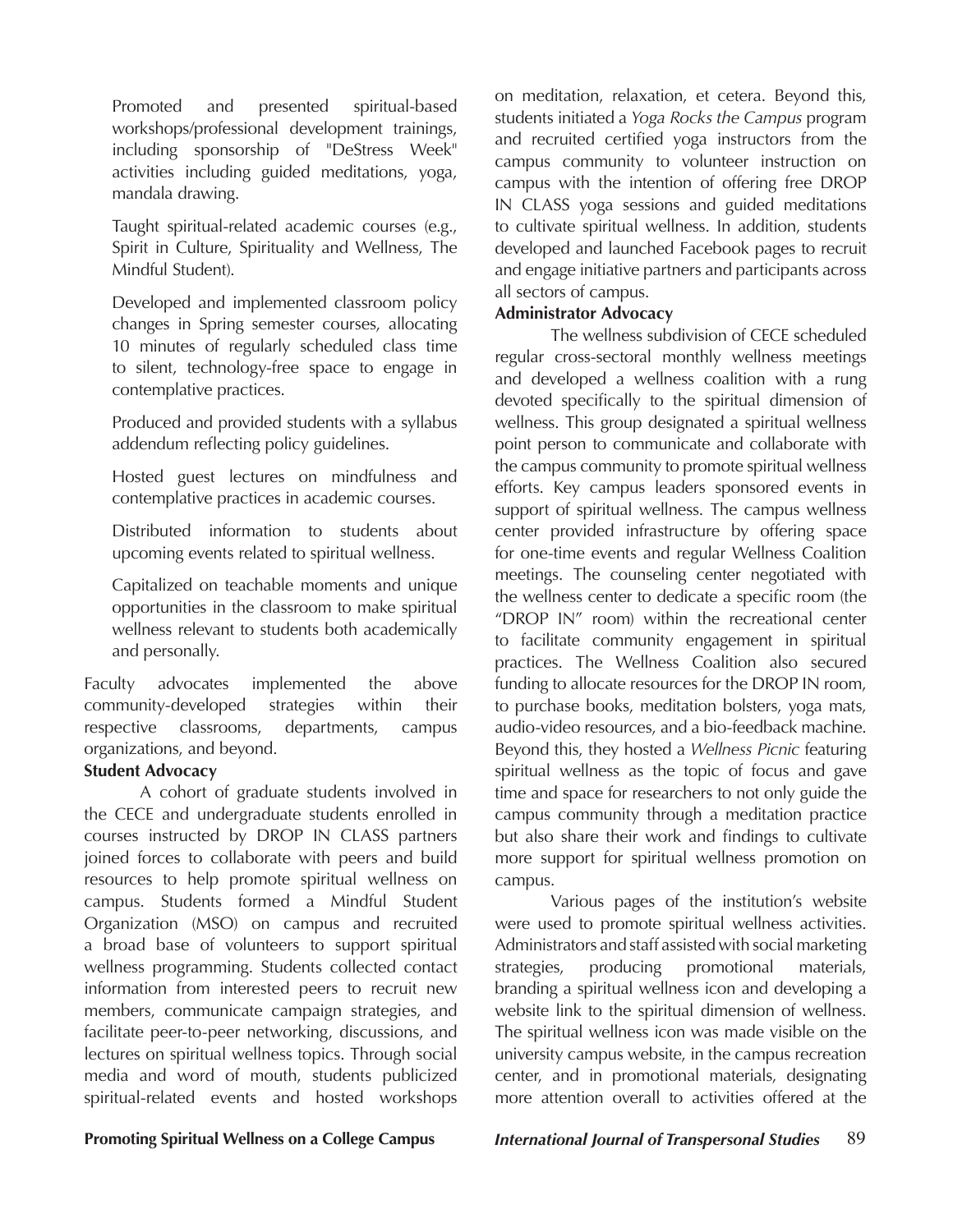Promoted and presented spiritual-based workshops/professional development trainings, including sponsorship of "DeStress Week" activities including guided meditations, yoga, mandala drawing.

Taught spiritual-related academic courses (e.g., Spirit in Culture, Spirituality and Wellness, The Mindful Student).

Developed and implemented classroom policy changes in Spring semester courses, allocating 10 minutes of regularly scheduled class time to silent, technology-free space to engage in contemplative practices.

Produced and provided students with a syllabus addendum reflecting policy guidelines.

Hosted guest lectures on mindfulness and contemplative practices in academic courses.

Distributed information to students about upcoming events related to spiritual wellness.

Capitalized on teachable moments and unique opportunities in the classroom to make spiritual wellness relevant to students both academically and personally.

Faculty advocates implemented the above community-developed strategies within their respective classrooms, departments, campus organizations, and beyond.

**Student Advocacy**

A cohort of graduate students involved in the CECE and undergraduate students enrolled in courses instructed by DROP IN CLASS partners joined forces to collaborate with peers and build resources to help promote spiritual wellness on campus. Students formed a Mindful Student Organization (MSO) on campus and recruited a broad base of volunteers to support spiritual wellness programming. Students collected contact information from interested peers to recruit new members, communicate campaign strategies, and facilitate peer-to-peer networking, discussions, and lectures on spiritual wellness topics. Through social media and word of mouth, students publicized spiritual-related events and hosted workshops on meditation, relaxation, et cetera. Beyond this, students initiated a *Yoga Rocks the Campus* program and recruited certified yoga instructors from the campus community to volunteer instruction on campus with the intention of offering free DROP IN CLASS yoga sessions and guided meditations to cultivate spiritual wellness. In addition, students developed and launched Facebook pages to recruit and engage initiative partners and participants across all sectors of campus.

**Administrator Advocacy**

The wellness subdivision of CECE scheduled regular cross-sectoral monthly wellness meetings and developed a wellness coalition with a rung devoted specifically to the spiritual dimension of wellness. This group designated a spiritual wellness point person to communicate and collaborate with the campus community to promote spiritual wellness efforts. Key campus leaders sponsored events in support of spiritual wellness. The campus wellness center provided infrastructure by offering space for one-time events and regular Wellness Coalition meetings. The counseling center negotiated with the wellness center to dedicate a specific room (the "DROP IN" room) within the recreational center to facilitate community engagement in spiritual practices. The Wellness Coalition also secured funding to allocate resources for the DROP IN room, to purchase books, meditation bolsters, yoga mats, audio-video resources, and a bio-feedback machine. Beyond this, they hosted a *Wellness Picnic* featuring spiritual wellness as the topic of focus and gave time and space for researchers to not only guide the campus community through a meditation practice but also share their work and findings to cultivate more support for spiritual wellness promotion on campus.

Various pages of the institution's website were used to promote spiritual wellness activities. Administrators and staff assisted with social marketing strategies, producing promotional materials, branding a spiritual wellness icon and developing a website link to the spiritual dimension of wellness. The spiritual wellness icon was made visible on the university campus website, in the campus recreation center, and in promotional materials, designating more attention overall to activities offered at the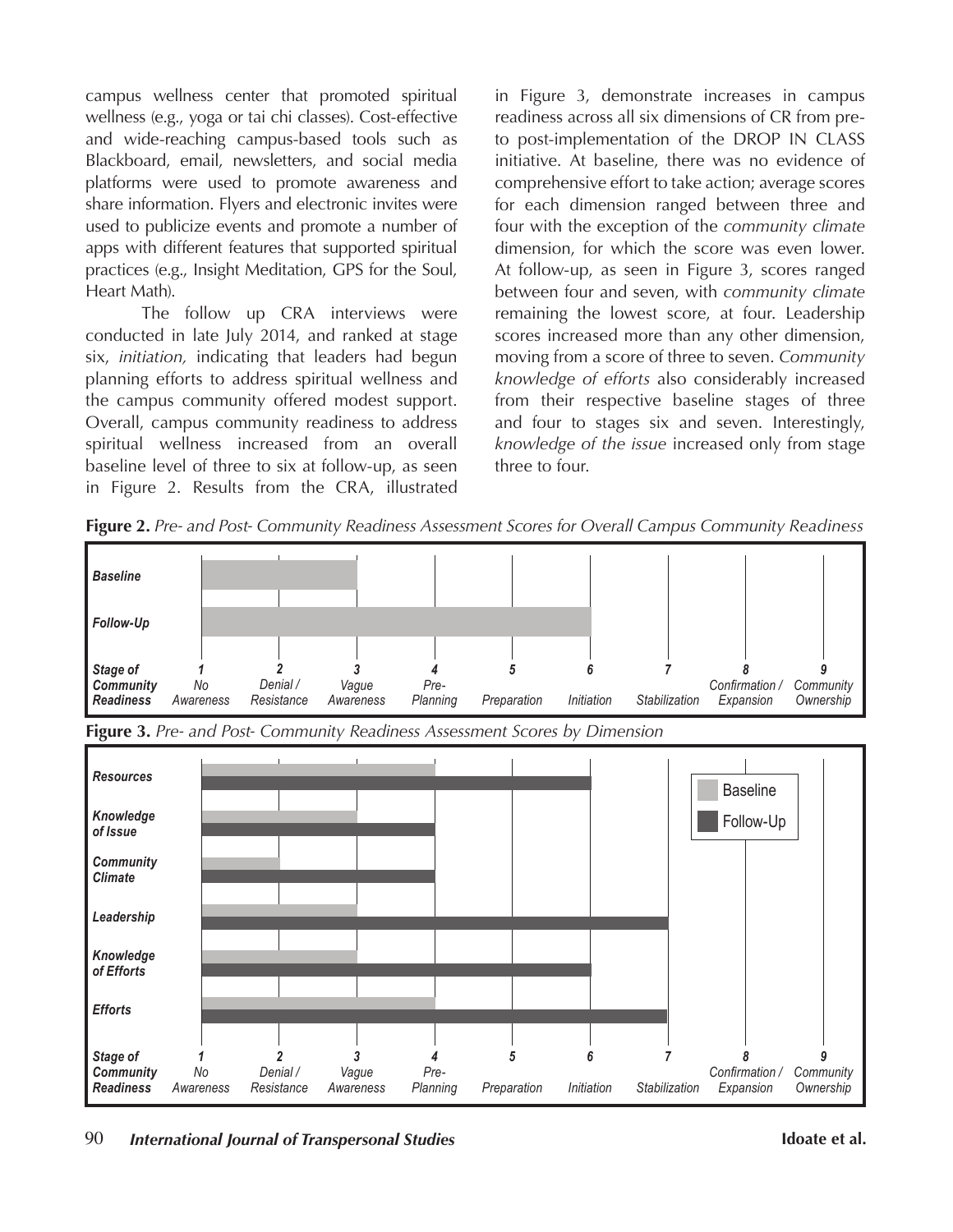campus wellness center that promoted spiritual wellness (e.g., yoga or tai chi classes). Cost-effective and wide-reaching campus-based tools such as Blackboard, email, newsletters, and social media platforms were used to promote awareness and share information. Flyers and electronic invites were used to publicize events and promote a number of apps with different features that supported spiritual practices (e.g., Insight Meditation, GPS for the Soul, Heart Math).

The follow up CRA interviews were conducted in late July 2014, and ranked at stage six, *initiation,* indicating that leaders had begun planning efforts to address spiritual wellness and the campus community offered modest support. Overall, campus community readiness to address spiritual wellness increased from an overall baseline level of three to six at follow-up, as seen in Figure 2. Results from the CRA, illustrated in Figure 3, demonstrate increases in campus readiness across all six dimensions of CR from pre- to post-implementation of the DROP IN CLASS initiative. At baseline, there was no evidence of comprehensive effort to take action; average scores for each dimension ranged between three and four with the exception of the *community climate* dimension, for which the score was even lower. At follow-up, as seen in Figure 3, scores ranged between four and seven, with *community climate* remaining the lowest score, at four. Leadership scores increased more than any other dimension, moving from a score of three to seven. *Community knowledge of efforts* also considerably increased from their respective baseline stages of three and four to stages six and seven. Interestingly, *knowledge of the issue* increased only from stage three to four.

**Figure 2.** *Pre- and Post- Community Readiness Assessment Scores for Overall Campus Community Readiness*

| | Stage of Community Readiness |
|---|---|
| Baseline | 3 (Vague Awareness) |
| Follow-Up | 6 (Initiation) |

Stage of Community Readiness: 1 No Awareness; 2 Denial / Resistance; 3 Vague Awareness; 4 Pre-Planning; 5 Preparation; 6 Initiation; 7 Stabilization; 8 Confirmation / Expansion; 9 Community Ownership

**Figure 3.** *Pre- and Post- Community Readiness Assessment Scores by Dimension*

| Dimension | Baseline | Follow-Up |
|---|---|---|
| Resources | 4 | 6 |
| Knowledge of Issue | 3 | 4 |
| Community Climate | 2 | 4 |
| Leadership | 3 | 7 |
| Knowledge of Efforts | 3 | 6 |
| Efforts | 4 | 7 |

Stage of Community Readiness: 1 No Awareness; 2 Denial / Resistance; 3 Vague Awareness; 4 Pre-Planning; 5 Preparation; 6 Initiation; 7 Stabilization; 8 Confirmation / Expansion; 9 Community Ownership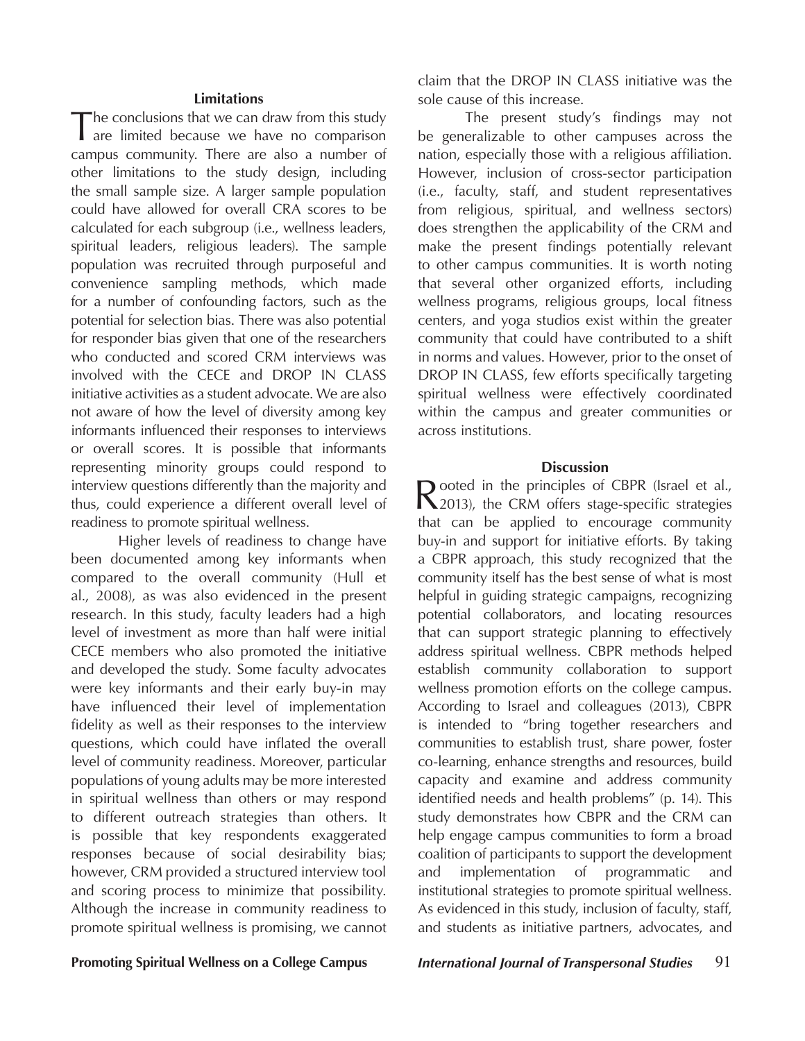## Limitations

The conclusions that we can draw from this study are limited because we have no comparison campus community. There are also a number of other limitations to the study design, including the small sample size. A larger sample population could have allowed for overall CRA scores to be calculated for each subgroup (i.e., wellness leaders, spiritual leaders, religious leaders). The sample population was recruited through purposeful and convenience sampling methods, which made for a number of confounding factors, such as the potential for selection bias. There was also potential for responder bias given that one of the researchers who conducted and scored CRM interviews was involved with the CECE and DROP IN CLASS initiative activities as a student advocate. We are also not aware of how the level of diversity among key informants influenced their responses to interviews or overall scores. It is possible that informants representing minority groups could respond to interview questions differently than the majority and thus, could experience a different overall level of readiness to promote spiritual wellness.

Higher levels of readiness to change have been documented among key informants when compared to the overall community (Hull et al., 2008), as was also evidenced in the present research. In this study, faculty leaders had a high level of investment as more than half were initial CECE members who also promoted the initiative and developed the study. Some faculty advocates were key informants and their early buy-in may have influenced their level of implementation fidelity as well as their responses to the interview questions, which could have inflated the overall level of community readiness. Moreover, particular populations of young adults may be more interested in spiritual wellness than others or may respond to different outreach strategies than others. It is possible that key respondents exaggerated responses because of social desirability bias; however, CRM provided a structured interview tool and scoring process to minimize that possibility. Although the increase in community readiness to promote spiritual wellness is promising, we cannot claim that the DROP IN CLASS initiative was the sole cause of this increase.

The present study's findings may not be generalizable to other campuses across the nation, especially those with a religious affiliation. However, inclusion of cross-sector participation (i.e., faculty, staff, and student representatives from religious, spiritual, and wellness sectors) does strengthen the applicability of the CRM and make the present findings potentially relevant to other campus communities. It is worth noting that several other organized efforts, including wellness programs, religious groups, local fitness centers, and yoga studios exist within the greater community that could have contributed to a shift in norms and values. However, prior to the onset of DROP IN CLASS, few efforts specifically targeting spiritual wellness were effectively coordinated within the campus and greater communities or across institutions.

## Discussion

Rooted in the principles of CBPR (Israel et al., 2013), the CRM offers stage-specific strategies that can be applied to encourage community buy-in and support for initiative efforts. By taking a CBPR approach, this study recognized that the community itself has the best sense of what is most helpful in guiding strategic campaigns, recognizing potential collaborators, and locating resources that can support strategic planning to effectively address spiritual wellness. CBPR methods helped establish community collaboration to support wellness promotion efforts on the college campus. According to Israel and colleagues (2013), CBPR is intended to "bring together researchers and communities to establish trust, share power, foster co-learning, enhance strengths and resources, build capacity and examine and address community identified needs and health problems" (p. 14). This study demonstrates how CBPR and the CRM can help engage campus communities to form a broad coalition of participants to support the development and implementation of programmatic and institutional strategies to promote spiritual wellness. As evidenced in this study, inclusion of faculty, staff, and students as initiative partners, advocates, and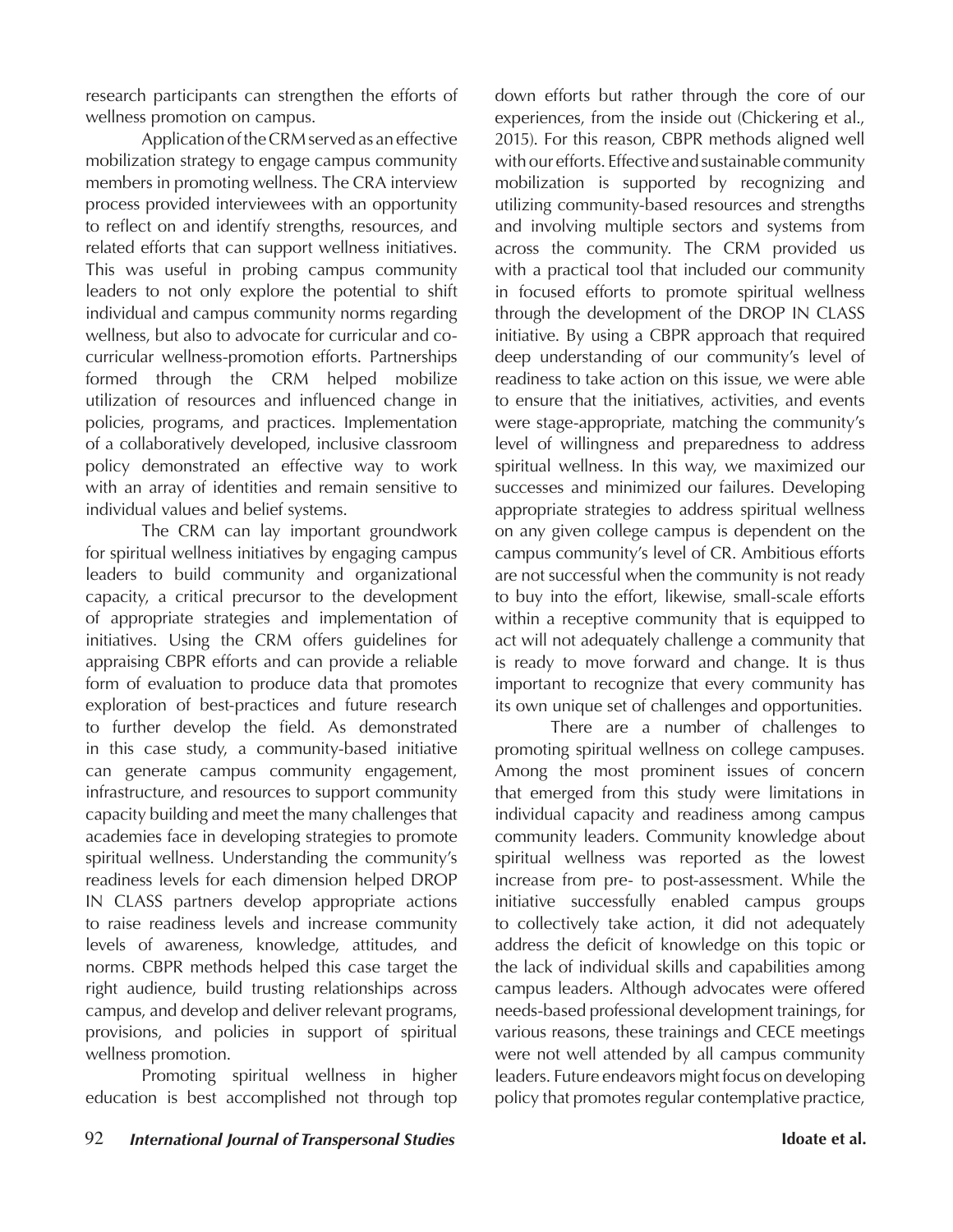research participants can strengthen the efforts of wellness promotion on campus.

Application of the CRM served as an effective mobilization strategy to engage campus community members in promoting wellness. The CRA interview process provided interviewees with an opportunity to reflect on and identify strengths, resources, and related efforts that can support wellness initiatives. This was useful in probing campus community leaders to not only explore the potential to shift individual and campus community norms regarding wellness, but also to advocate for curricular and co-curricular wellness-promotion efforts. Partnerships formed through the CRM helped mobilize utilization of resources and influenced change in policies, programs, and practices. Implementation of a collaboratively developed, inclusive classroom policy demonstrated an effective way to work with an array of identities and remain sensitive to individual values and belief systems.

The CRM can lay important groundwork for spiritual wellness initiatives by engaging campus leaders to build community and organizational capacity, a critical precursor to the development of appropriate strategies and implementation of initiatives. Using the CRM offers guidelines for appraising CBPR efforts and can provide a reliable form of evaluation to produce data that promotes exploration of best-practices and future research to further develop the field. As demonstrated in this case study, a community-based initiative can generate campus community engagement, infrastructure, and resources to support community capacity building and meet the many challenges that academies face in developing strategies to promote spiritual wellness. Understanding the community's readiness levels for each dimension helped DROP IN CLASS partners develop appropriate actions to raise readiness levels and increase community levels of awareness, knowledge, attitudes, and norms. CBPR methods helped this case target the right audience, build trusting relationships across campus, and develop and deliver relevant programs, provisions, and policies in support of spiritual wellness promotion.

Promoting spiritual wellness in higher education is best accomplished not through top down efforts but rather through the core of our experiences, from the inside out (Chickering et al., 2015). For this reason, CBPR methods aligned well with our efforts. Effective and sustainable community mobilization is supported by recognizing and utilizing community-based resources and strengths and involving multiple sectors and systems from across the community. The CRM provided us with a practical tool that included our community in focused efforts to promote spiritual wellness through the development of the DROP IN CLASS initiative. By using a CBPR approach that required deep understanding of our community's level of readiness to take action on this issue, we were able to ensure that the initiatives, activities, and events were stage-appropriate, matching the community's level of willingness and preparedness to address spiritual wellness. In this way, we maximized our successes and minimized our failures. Developing appropriate strategies to address spiritual wellness on any given college campus is dependent on the campus community's level of CR. Ambitious efforts are not successful when the community is not ready to buy into the effort, likewise, small-scale efforts within a receptive community that is equipped to act will not adequately challenge a community that is ready to move forward and change. It is thus important to recognize that every community has its own unique set of challenges and opportunities.

There are a number of challenges to promoting spiritual wellness on college campuses. Among the most prominent issues of concern that emerged from this study were limitations in individual capacity and readiness among campus community leaders. Community knowledge about spiritual wellness was reported as the lowest increase from pre- to post-assessment. While the initiative successfully enabled campus groups to collectively take action, it did not adequately address the deficit of knowledge on this topic or the lack of individual skills and capabilities among campus leaders. Although advocates were offered needs-based professional development trainings, for various reasons, these trainings and CECE meetings were not well attended by all campus community leaders. Future endeavors might focus on developing policy that promotes regular contemplative practice,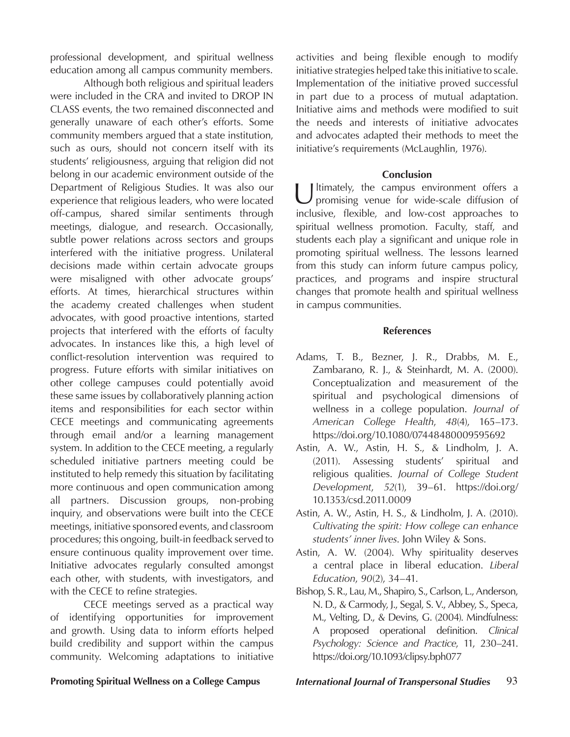professional development, and spiritual wellness education among all campus community members.

Although both religious and spiritual leaders were included in the CRA and invited to DROP IN CLASS events, the two remained disconnected and generally unaware of each other's efforts. Some community members argued that a state institution, such as ours, should not concern itself with its students' religiousness, arguing that religion did not belong in our academic environment outside of the Department of Religious Studies. It was also our experience that religious leaders, who were located off-campus, shared similar sentiments through meetings, dialogue, and research. Occasionally, subtle power relations across sectors and groups interfered with the initiative progress. Unilateral decisions made within certain advocate groups were misaligned with other advocate groups' efforts. At times, hierarchical structures within the academy created challenges when student advocates, with good proactive intentions, started projects that interfered with the efforts of faculty advocates. In instances like this, a high level of conflict-resolution intervention was required to progress. Future efforts with similar initiatives on other college campuses could potentially avoid these same issues by collaboratively planning action items and responsibilities for each sector within CECE meetings and communicating agreements through email and/or a learning management system. In addition to the CECE meeting, a regularly scheduled initiative partners meeting could be instituted to help remedy this situation by facilitating more continuous and open communication among all partners. Discussion groups, non-probing inquiry, and observations were built into the CECE meetings, initiative sponsored events, and classroom procedures; this ongoing, built-in feedback served to ensure continuous quality improvement over time. Initiative advocates regularly consulted amongst each other, with students, with investigators, and with the CECE to refine strategies.

CECE meetings served as a practical way of identifying opportunities for improvement and growth. Using data to inform efforts helped build credibility and support within the campus community. Welcoming adaptations to initiative activities and being flexible enough to modify initiative strategies helped take this initiative to scale. Implementation of the initiative proved successful in part due to a process of mutual adaptation. Initiative aims and methods were modified to suit the needs and interests of initiative advocates and advocates adapted their methods to meet the initiative's requirements (McLaughlin, 1976).

## Conclusion

Ultimately, the campus environment offers a promising venue for wide-scale diffusion of inclusive, flexible, and low-cost approaches to spiritual wellness promotion. Faculty, staff, and students each play a significant and unique role in promoting spiritual wellness. The lessons learned from this study can inform future campus policy, practices, and programs and inspire structural changes that promote health and spiritual wellness in campus communities.

## References

Adams, T. B., Bezner, J. R., Drabbs, M. E., Zambarano, R. J., & Steinhardt, M. A. (2000). Conceptualization and measurement of the spiritual and psychological dimensions of wellness in a college population. *Journal of American College Health*, *48*(4), 165–173. https://doi.org/10.1080/07448480009595692

Astin, A. W., Astin, H. S., & Lindholm, J. A. (2011). Assessing students' spiritual and religious qualities. *Journal of College Student Development*, *52*(1), 39–61. https://doi.org/10.1353/csd.2011.0009

Astin, A. W., Astin, H. S., & Lindholm, J. A. (2010). *Cultivating the spirit: How college can enhance students' inner lives*. John Wiley & Sons.

Astin, A. W. (2004). Why spirituality deserves a central place in liberal education. *Liberal Education*, *90*(2), 34–41.

Bishop, S. R., Lau, M., Shapiro, S., Carlson, L., Anderson, N. D., & Carmody, J., Segal, S. V., Abbey, S., Speca, M., Velting, D., & Devins, G. (2004). Mindfulness: A proposed operational definition. *Clinical Psychology: Science and Practice*, 11, 230–241. https://doi.org/10.1093/clipsy.bph077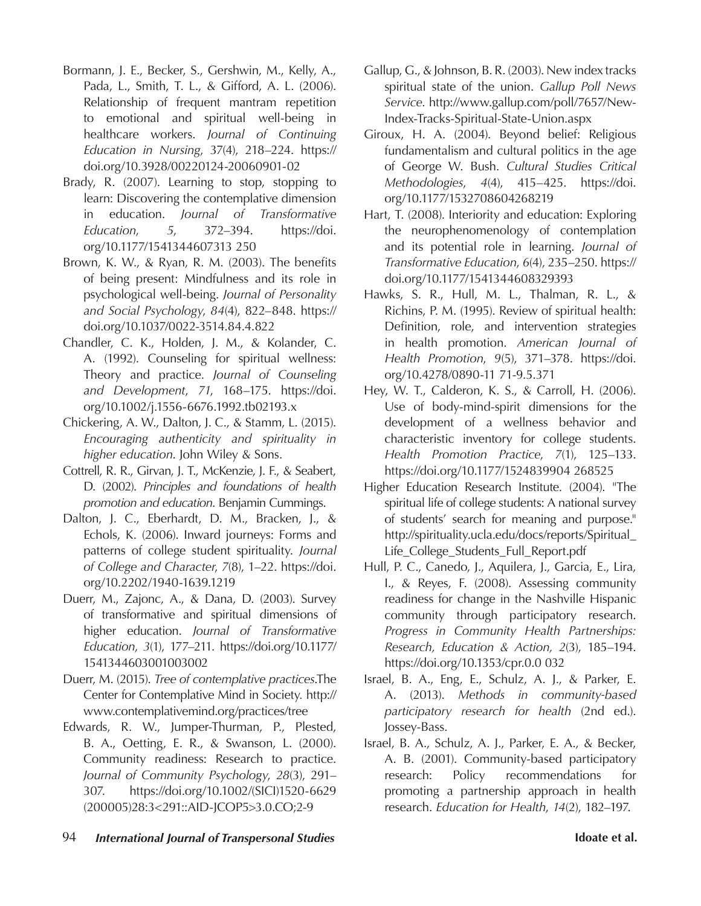Bormann, J. E., Becker, S., Gershwin, M., Kelly, A., Pada, L., Smith, T. L., & Gifford, A. L. (2006). Relationship of frequent mantram repetition to emotional and spiritual well-being in healthcare workers. *Journal of Continuing Education in Nursing*, *37*(4), 218–224. https://doi.org/10.3928/00220124-20060901-02

Brady, R. (2007). Learning to stop, stopping to learn: Discovering the contemplative dimension in education. *Journal of Transformative Education*, *5*, 372–394. https://doi.org/10.1177/1541344607313 250

Brown, K. W., & Ryan, R. M. (2003). The benefits of being present: Mindfulness and its role in psychological well-being. *Journal of Personality and Social Psychology*, *84*(4), 822–848. https://doi.org/10.1037/0022-3514.84.4.822

Chandler, C. K., Holden, J. M., & Kolander, C. A. (1992). Counseling for spiritual wellness: Theory and practice. *Journal of Counseling and Development*, *71*, 168–175. https://doi.org/10.1002/j.1556-6676.1992.tb02193.x

Chickering, A. W., Dalton, J. C., & Stamm, L. (2015). *Encouraging authenticity and spirituality in higher education*. John Wiley & Sons.

Cottrell, R. R., Girvan, J. T., McKenzie, J. F., & Seabert, D. (2002). *Principles and foundations of health promotion and education*. Benjamin Cummings.

Dalton, J. C., Eberhardt, D. M., Bracken, J., & Echols, K. (2006). Inward journeys: Forms and patterns of college student spirituality. *Journal of College and Character*, *7*(8), 1–22. https://doi.org/10.2202/1940-1639.1219

Duerr, M., Zajonc, A., & Dana, D. (2003). Survey of transformative and spiritual dimensions of higher education. *Journal of Transformative Education*, *3*(1), 177–211. https://doi.org/10.1177/1541344603001003002

Duerr, M. (2015). *Tree of contemplative practices*.The Center for Contemplative Mind in Society. http://www.contemplativemind.org/practices/tree

Edwards, R. W., Jumper-Thurman, P., Plested, B. A., Oetting, E. R., & Swanson, L. (2000). Community readiness: Research to practice. *Journal of Community Psychology*, *28*(3), 291–307. https://doi.org/10.1002/(SICI)1520-6629(200005)28:3<291::AID-JCOP5>3.0.CO;2-9

Gallup, G., & Johnson, B. R. (2003). New index tracks spiritual state of the union. *Gallup Poll News Service*. http://www.gallup.com/poll/7657/New-Index-Tracks-Spiritual-State-Union.aspx

Giroux, H. A. (2004). Beyond belief: Religious fundamentalism and cultural politics in the age of George W. Bush. *Cultural Studies Critical Methodologies*, *4*(4), 415–425. https://doi.org/10.1177/1532708604268219

Hart, T. (2008). Interiority and education: Exploring the neurophenomenology of contemplation and its potential role in learning. *Journal of Transformative Education*, *6*(4), 235–250. https://doi.org/10.1177/1541344608329393

Hawks, S. R., Hull, M. L., Thalman, R. L., & Richins, P. M. (1995). Review of spiritual health: Definition, role, and intervention strategies in health promotion. *American Journal of Health Promotion*, *9*(5), 371–378. https://doi.org/10.4278/0890-11 71-9.5.371

Hey, W. T., Calderon, K. S., & Carroll, H. (2006). Use of body-mind-spirit dimensions for the development of a wellness behavior and characteristic inventory for college students. *Health Promotion Practice*, *7*(1), 125–133. https://doi.org/10.1177/1524839904 268525

Higher Education Research Institute. (2004). "The spiritual life of college students: A national survey of students' search for meaning and purpose." http://spirituality.ucla.edu/docs/reports/Spiritual_Life_College_Students_Full_Report.pdf

Hull, P. C., Canedo, J., Aquilera, J., Garcia, E., Lira, I., & Reyes, F. (2008). Assessing community readiness for change in the Nashville Hispanic community through participatory research. *Progress in Community Health Partnerships: Research, Education & Action*, *2*(3), 185–194. https://doi.org/10.1353/cpr.0.0 032

Israel, B. A., Eng, E., Schulz, A. J., & Parker, E. A. (2013). *Methods in community-based participatory research for health* (2nd ed.). Jossey-Bass.

Israel, B. A., Schulz, A. J., Parker, E. A., & Becker, A. B. (2001). Community-based participatory research: Policy recommendations for promoting a partnership approach in health research. *Education for Health*, *14*(2), 182–197.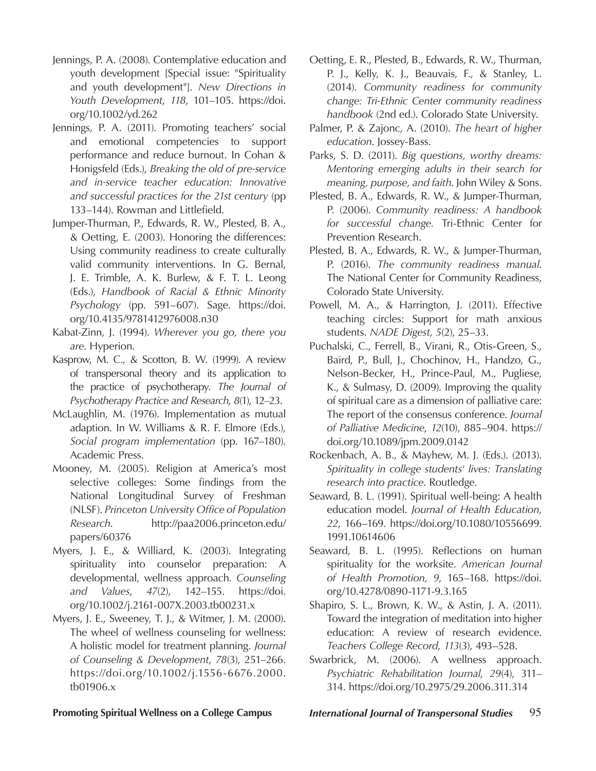Jennings, P. A. (2008). Contemplative education and youth development [Special issue: "Spirituality and youth development"]. *New Directions in Youth Development*, *118*, 101–105. https://doi.org/10.1002/yd.262

Jennings, P. A. (2011). Promoting teachers' social and emotional competencies to support performance and reduce burnout. In Cohan & Honigsfeld (Eds.), *Breaking the old of pre-service and in-service teacher education: Innovative and successful practices for the 21st century* (pp 133–144). Rowman and Littlefield.

Jumper-Thurman, P., Edwards, R. W., Plested, B. A., & Oetting, E. (2003). Honoring the differences: Using community readiness to create culturally valid community interventions. In G. Bernal, J. E. Trimble, A. K. Burlew, & F. T. L. Leong (Eds.), *Handbook of Racial & Ethnic Minority Psychology* (pp. 591–607). Sage. https://doi.org/10.4135/9781412976008.n30

Kabat-Zinn, J. (1994). *Wherever you go, there you are*. Hyperion.

Kasprow, M. C., & Scotton, B. W. (1999). A review of transpersonal theory and its application to the practice of psychotherapy. *The Journal of Psychotherapy Practice and Research*, *8*(1), 12–23.

McLaughlin, M. (1976). Implementation as mutual adaption. In W. Williams & R. F. Elmore (Eds.), *Social program implementation* (pp. 167–180). Academic Press.

Mooney, M. (2005). Religion at America's most selective colleges: Some findings from the National Longitudinal Survey of Freshman (NLSF). *Princeton University Office of Population Research*. http://paa2006.princeton.edu/papers/60376

Myers, J. E., & Williard, K. (2003). Integrating spirituality into counselor preparation: A developmental, wellness approach. *Counseling and Values*, *47*(2), 142–155. https://doi.org/10.1002/j.2161-007X.2003.tb00231.x

Myers, J. E., Sweeney, T. J., & Witmer, J. M. (2000). The wheel of wellness counseling for wellness: A holistic model for treatment planning. *Journal of Counseling & Development*, *78*(3), 251–266. https://doi.org/10.1002/j.1556-6676.2000.tb01906.x

Oetting, E. R., Plested, B., Edwards, R. W., Thurman, P. J., Kelly, K. J., Beauvais, F., & Stanley, L. (2014). *Community readiness for community change: Tri-Ethnic Center community readiness handbook* (2nd ed.). Colorado State University.

Palmer, P. & Zajonc, A. (2010). *The heart of higher education*. Jossey-Bass.

Parks, S. D. (2011). *Big questions, worthy dreams: Mentoring emerging adults in their search for meaning, purpose, and faith*. John Wiley & Sons.

Plested, B. A., Edwards, R. W., & Jumper-Thurman, P. (2006). *Community readiness: A handbook for successful change.* Tri-Ethnic Center for Prevention Research.

Plested, B. A., Edwards, R. W., & Jumper-Thurman, P. (2016). *The community readiness manual*. The National Center for Community Readiness, Colorado State University.

Powell, M. A., & Harrington, J. (2011). Effective teaching circles: Support for math anxious students. *NADE Digest*, *5*(2), 25–33.

Puchalski, C., Ferrell, B., Virani, R., Otis-Green, S., Baird, P., Bull, J., Chochinov, H., Handzo, G., Nelson-Becker, H., Prince-Paul, M., Pugliese, K., & Sulmasy, D. (2009). Improving the quality of spiritual care as a dimension of palliative care: The report of the consensus conference. *Journal of Palliative Medicine*, *12*(10), 885–904. https://doi.org/10.1089/jpm.2009.0142

Rockenbach, A. B., & Mayhew, M. J. (Eds.). (2013). *Spirituality in college students' lives: Translating research into practice*. Routledge.

Seaward, B. L. (1991). Spiritual well-being: A health education model. *Journal of Health Education*, *22*, 166–169. https://doi.org/10.1080/10556699.1991.10614606

Seaward, B. L. (1995). Reflections on human spirituality for the worksite. *American Journal of Health Promotion, 9*, 165–168. https://doi.org/10.4278/0890-1171-9.3.165

Shapiro, S. L., Brown, K. W., & Astin, J. A. (2011). Toward the integration of meditation into higher education: A review of research evidence. *Teachers College Record*, *113*(3), 493–528.

Swarbrick, M. (2006). A wellness approach. *Psychiatric Rehabilitation Journal*, *29*(4), 311–314. https://doi.org/10.2975/29.2006.311.314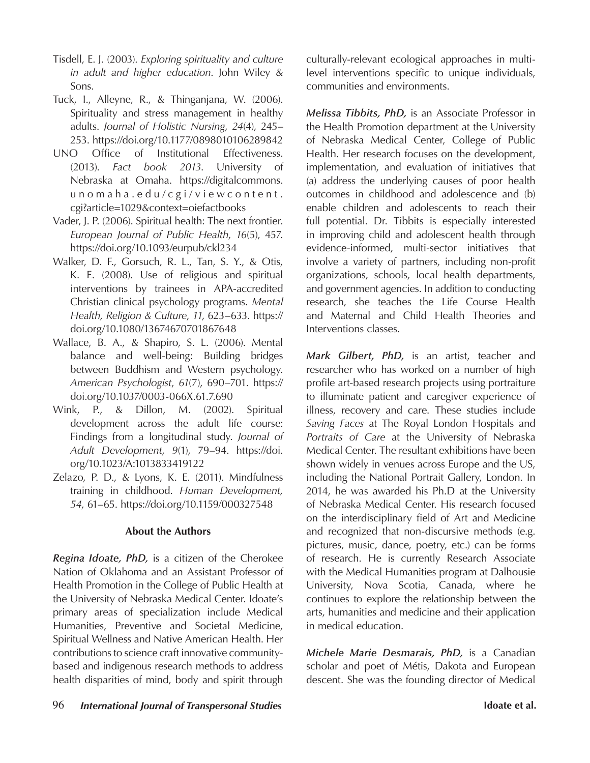Tisdell, E. J. (2003). *Exploring spirituality and culture in adult and higher education*. John Wiley & Sons.

Tuck, I., Alleyne, R., & Thinganjana, W. (2006). Spirituality and stress management in healthy adults. *Journal of Holistic Nursing*, *24*(4), 245–253. https://doi.org/10.1177/0898010106289842

UNO Office of Institutional Effectiveness. (2013). *Fact book 2013*. University of Nebraska at Omaha. https://digitalcommons.unomaha.edu/cgi/viewcontent.cgi?article=1029&context=oiefactbooks

Vader, J. P. (2006). Spiritual health: The next frontier. *European Journal of Public Health*, *16*(5), 457. https://doi.org/10.1093/eurpub/ckl234

Walker, D. F., Gorsuch, R. L., Tan, S. Y., & Otis, K. E. (2008). Use of religious and spiritual interventions by trainees in APA-accredited Christian clinical psychology programs. *Mental Health, Religion & Culture*, *11*, 623–633. https://doi.org/10.1080/13674670701867648

Wallace, B. A., & Shapiro, S. L. (2006). Mental balance and well-being: Building bridges between Buddhism and Western psychology. *American Psychologist*, *61*(7), 690–701. https://doi.org/10.1037/0003-066X.61.7.690

Wink, P., & Dillon, M. (2002). Spiritual development across the adult life course: Findings from a longitudinal study. *Journal of Adult Development*, *9*(1), 79–94. https://doi.org/10.1023/A:1013833419122

Zelazo, P. D., & Lyons, K. E. (2011). Mindfulness training in childhood. *Human Development, 54*, 61–65. https://doi.org/10.1159/000327548

**About the Authors**

***Regina Idoate, PhD,*** is a citizen of the Cherokee Nation of Oklahoma and an Assistant Professor of Health Promotion in the College of Public Health at the University of Nebraska Medical Center. Idoate's primary areas of specialization include Medical Humanities, Preventive and Societal Medicine, Spiritual Wellness and Native American Health. Her contributions to science craft innovative community-based and indigenous research methods to address health disparities of mind, body and spirit through culturally-relevant ecological approaches in multi-level interventions specific to unique individuals, communities and environments.

***Melissa Tibbits, PhD,*** is an Associate Professor in the Health Promotion department at the University of Nebraska Medical Center, College of Public Health. Her research focuses on the development, implementation, and evaluation of initiatives that (a) address the underlying causes of poor health outcomes in childhood and adolescence and (b) enable children and adolescents to reach their full potential. Dr. Tibbits is especially interested in improving child and adolescent health through evidence-informed, multi-sector initiatives that involve a variety of partners, including non-profit organizations, schools, local health departments, and government agencies. In addition to conducting research, she teaches the Life Course Health and Maternal and Child Health Theories and Interventions classes.

***Mark Gilbert, PhD,*** is an artist, teacher and researcher who has worked on a number of high profile art-based research projects using portraiture to illuminate patient and caregiver experience of illness, recovery and care. These studies include *Saving Faces* at The Royal London Hospitals and *Portraits of Care* at the University of Nebraska Medical Center. The resultant exhibitions have been shown widely in venues across Europe and the US, including the National Portrait Gallery, London. In 2014, he was awarded his Ph.D at the University of Nebraska Medical Center. His research focused on the interdisciplinary field of Art and Medicine and recognized that non-discursive methods (e.g. pictures, music, dance, poetry, etc.) can be forms of research. He is currently Research Associate with the Medical Humanities program at Dalhousie University, Nova Scotia, Canada, where he continues to explore the relationship between the arts, humanities and medicine and their application in medical education.

***Michele Marie Desmarais, PhD,*** is a Canadian scholar and poet of Métis, Dakota and European descent. She was the founding director of Medical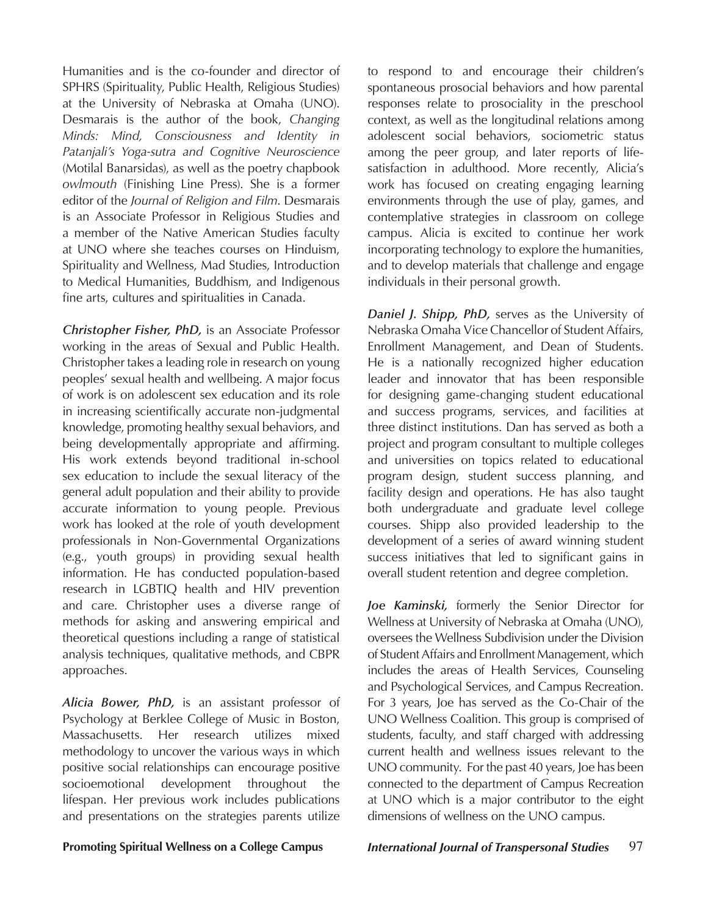Humanities and is the co-founder and director of SPHRS (Spirituality, Public Health, Religious Studies) at the University of Nebraska at Omaha (UNO). Desmarais is the author of the book, *Changing Minds: Mind, Consciousness and Identity in Patanjali's Yoga-sutra and Cognitive Neuroscience* (Motilal Banarsidas), as well as the poetry chapbook *owlmouth* (Finishing Line Press). She is a former editor of the *Journal of Religion and Film*. Desmarais is an Associate Professor in Religious Studies and a member of the Native American Studies faculty at UNO where she teaches courses on Hinduism, Spirituality and Wellness, Mad Studies, Introduction to Medical Humanities, Buddhism, and Indigenous fine arts, cultures and spiritualities in Canada.

***Christopher Fisher, PhD,*** is an Associate Professor working in the areas of Sexual and Public Health. Christopher takes a leading role in research on young peoples' sexual health and wellbeing. A major focus of work is on adolescent sex education and its role in increasing scientifically accurate non-judgmental knowledge, promoting healthy sexual behaviors, and being developmentally appropriate and affirming. His work extends beyond traditional in-school sex education to include the sexual literacy of the general adult population and their ability to provide accurate information to young people. Previous work has looked at the role of youth development professionals in Non-Governmental Organizations (e.g., youth groups) in providing sexual health information. He has conducted population-based research in LGBTIQ health and HIV prevention and care. Christopher uses a diverse range of methods for asking and answering empirical and theoretical questions including a range of statistical analysis techniques, qualitative methods, and CBPR approaches.

***Alicia Bower, PhD,*** is an assistant professor of Psychology at Berklee College of Music in Boston, Massachusetts. Her research utilizes mixed methodology to uncover the various ways in which positive social relationships can encourage positive socioemotional development throughout the lifespan. Her previous work includes publications and presentations on the strategies parents utilize to respond to and encourage their children's spontaneous prosocial behaviors and how parental responses relate to prosociality in the preschool context, as well as the longitudinal relations among adolescent social behaviors, sociometric status among the peer group, and later reports of life-satisfaction in adulthood. More recently, Alicia's work has focused on creating engaging learning environments through the use of play, games, and contemplative strategies in classroom on college campus. Alicia is excited to continue her work incorporating technology to explore the humanities, and to develop materials that challenge and engage individuals in their personal growth.

***Daniel J. Shipp, PhD,*** serves as the University of Nebraska Omaha Vice Chancellor of Student Affairs, Enrollment Management, and Dean of Students. He is a nationally recognized higher education leader and innovator that has been responsible for designing game-changing student educational and success programs, services, and facilities at three distinct institutions. Dan has served as both a project and program consultant to multiple colleges and universities on topics related to educational program design, student success planning, and facility design and operations. He has also taught both undergraduate and graduate level college courses. Shipp also provided leadership to the development of a series of award winning student success initiatives that led to significant gains in overall student retention and degree completion.

***Joe Kaminski,*** formerly the Senior Director for Wellness at University of Nebraska at Omaha (UNO), oversees the Wellness Subdivision under the Division of Student Affairs and Enrollment Management, which includes the areas of Health Services, Counseling and Psychological Services, and Campus Recreation. For 3 years, Joe has served as the Co-Chair of the UNO Wellness Coalition. This group is comprised of students, faculty, and staff charged with addressing current health and wellness issues relevant to the UNO community. For the past 40 years, Joe has been connected to the department of Campus Recreation at UNO which is a major contributor to the eight dimensions of wellness on the UNO campus.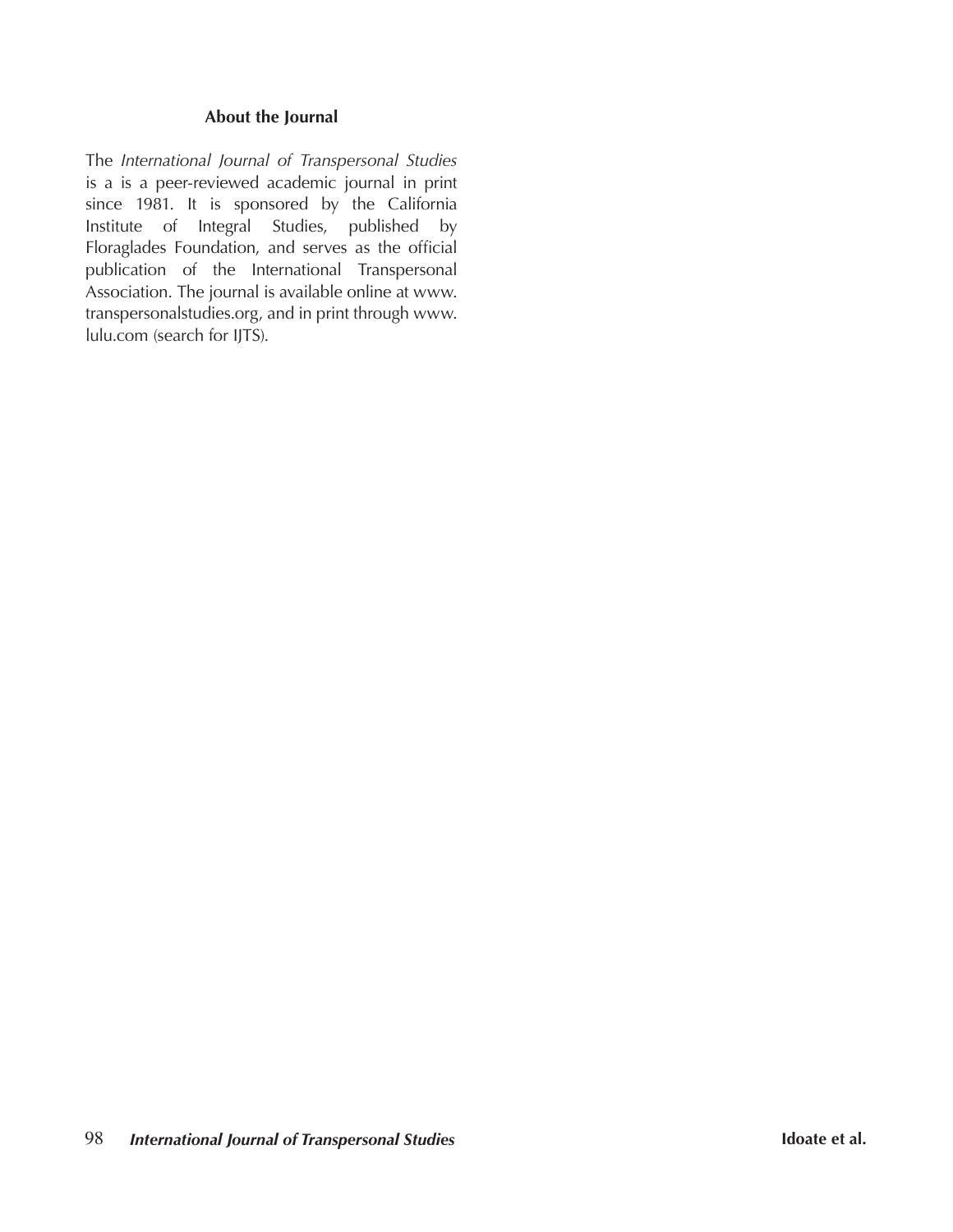### About the Journal

The *International Journal of Transpersonal Studies* is a is a peer-reviewed academic journal in print since 1981. It is sponsored by the California Institute of Integral Studies, published by Floraglades Foundation, and serves as the official publication of the International Transpersonal Association. The journal is available online at www.transpersonalstudies.org, and in print through www.lulu.com (search for IJTS).